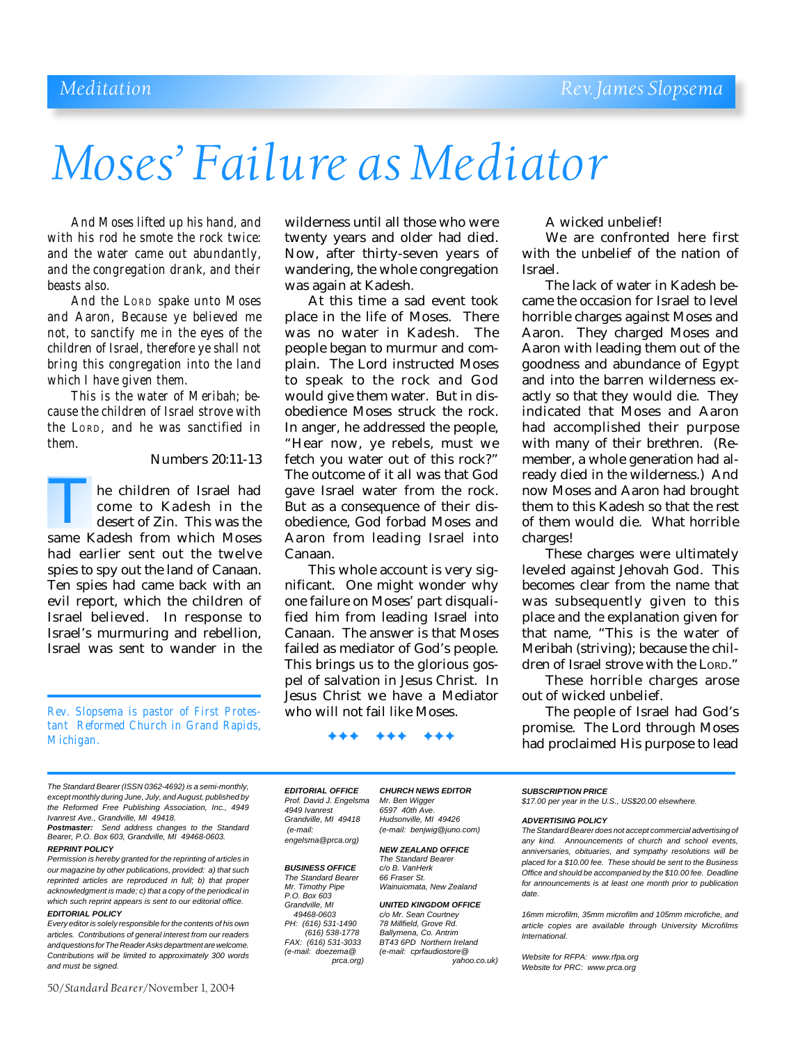Meditation — Rev. James Slopsema

# Moses' Failure as Mediator

*And Moses lifted up his hand, and with his rod he smote the rock twice: and the water came out abundantly, and the congregation drank, and their beasts also.*

*And the LORD spake unto Moses and Aaron, Because ye believed me not, to sanctify me in the eyes of the children of Israel, therefore ye shall not bring this congregation into the land which I have given them.*

*This is the water of Meribah; because the children of Israel strove with the LORD, and he was sanctified in them.*

Numbers 20:11-13

The children of Israel had come to Kadesh in the desert of Zin. This was the same Kadesh from which Moses had earlier sent out the twelve spies to spy out the land of Canaan. Ten spies had came back with an evil report, which the children of Israel believed. In response to Israel's murmuring and rebellion, Israel was sent to wander in the wilderness until all those who were twenty years and older had died. Now, after thirty-seven years of wandering, the whole congregation was again at Kadesh.

At this time a sad event took place in the life of Moses. There was no water in Kadesh. The people began to murmur and complain. The Lord instructed Moses to speak to the rock and God would give them water. But in disobedience Moses struck the rock. In anger, he addressed the people, "Hear now, ye rebels, must we fetch you water out of this rock?" The outcome of it all was that God gave Israel water from the rock. But as a consequence of their disobedience, God forbad Moses and Aaron from leading Israel into Canaan.

This whole account is very significant. One might wonder why one failure on Moses' part disqualified him from leading Israel into Canaan. The answer is that Moses failed as mediator of God's people. This brings us to the glorious gospel of salvation in Jesus Christ. In Jesus Christ we have a Mediator who will not fail like Moses.

✦✦✦ ✦✦✦ ✦✦✦

A wicked unbelief!

We are confronted here first with the unbelief of the nation of Israel.

The lack of water in Kadesh became the occasion for Israel to level horrible charges against Moses and Aaron. They charged Moses and Aaron with leading them out of the goodness and abundance of Egypt and into the barren wilderness exactly so that they would die. They indicated that Moses and Aaron had accomplished their purpose with many of their brethren. (Remember, a whole generation had already died in the wilderness.) And now Moses and Aaron had brought them to this Kadesh so that the rest of them would die. What horrible charges!

These charges were ultimately leveled against Jehovah God. This becomes clear from the name that was subsequently given to this place and the explanation given for that name, "This is the water of Meribah (striving); because the children of Israel strove with the LORD."

These horrible charges arose out of wicked unbelief.

The people of Israel had God's promise. The Lord through Moses had proclaimed His purpose to lead

*Rev. Slopsema is pastor of First Protestant Reformed Church in Grand Rapids, Michigan.*

---

*The Standard Bearer (ISSN 0362-4692) is a semi-monthly, except monthly during June, July, and August, published by the Reformed Free Publishing Association, Inc., 4949 Ivanrest Ave., Grandville, MI 49418.*

***Postmaster:*** *Send address changes to the Standard Bearer, P.O. Box 603, Grandville, MI 49468-0603.*

**REPRINT POLICY**

*Permission is hereby granted for the reprinting of articles in our magazine by other publications, provided: a) that such reprinted articles are reproduced in full; b) that proper acknowledgment is made; c) that a copy of the periodical in which such reprint appears is sent to our editorial office.*

**EDITORIAL POLICY**

*Every editor is solely responsible for the contents of his own articles. Contributions of general interest from our readers and questions for The Reader Asks department are welcome. Contributions will be limited to approximately 300 words and must be signed.*

**EDITORIAL OFFICE**
Prof. David J. Engelsma
4949 Ivanrest
Grandville, MI 49418
(e-mail: engelsma@prca.org)

**BUSINESS OFFICE**
The Standard Bearer
Mr. Timothy Pipe
P.O. Box 603
Grandville, MI 49468-0603
PH: (616) 531-1490
(616) 538-1778
FAX: (616) 531-3033
(e-mail: doezema@prca.org)

**CHURCH NEWS EDITOR**
Mr. Ben Wigger
6597 40th Ave.
Hudsonville, MI 49426
(e-mail: benjwig@juno.com)

**NEW ZEALAND OFFICE**
The Standard Bearer
c/o B. VanHerk
66 Fraser St.
Wainuiomata, New Zealand

**UNITED KINGDOM OFFICE**
c/o Mr. Sean Courtney
78 Millfield, Grove Rd.
Ballymena, Co. Antrim
BT43 6PD Northern Ireland
(e-mail: cprfaudiostore@yahoo.co.uk)

**SUBSCRIPTION PRICE**
*$17.00 per year in the U.S., US$20.00 elsewhere.*

**ADVERTISING POLICY**
*The Standard Bearer does not accept commercial advertising of any kind. Announcements of church and school events, anniversaries, obituaries, and sympathy resolutions will be placed for a $10.00 fee. These should be sent to the Business Office and should be accompanied by the $10.00 fee. Deadline for announcements is at least one month prior to publication date.*

*16mm microfilm, 35mm microfilm and 105mm microfiche, and article copies are available through University Microfilms International.*

*Website for RFPA: www.rfpa.org*
*Website for PRC: www.prca.org*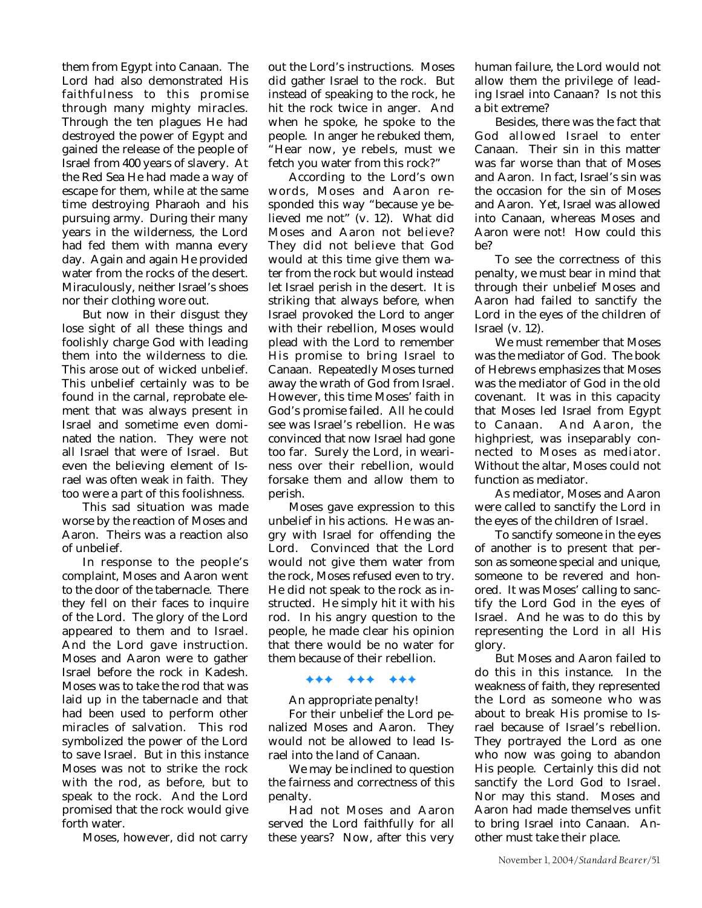them from Egypt into Canaan. The Lord had also demonstrated His faithfulness to this promise through many mighty miracles. Through the ten plagues He had destroyed the power of Egypt and gained the release of the people of Israel from 400 years of slavery. At the Red Sea He had made a way of escape for them, while at the same time destroying Pharaoh and his pursuing army. During their many years in the wilderness, the Lord had fed them with manna every day. Again and again He provided water from the rocks of the desert. Miraculously, neither Israel's shoes nor their clothing wore out.

But now in their disgust they lose sight of all these things and foolishly charge God with leading them into the wilderness to die. This arose out of wicked unbelief. This unbelief certainly was to be found in the carnal, reprobate element that was always present in Israel and sometime even dominated the nation. They were not all Israel that were of Israel. But even the believing element of Israel was often weak in faith. They too were a part of this foolishness.

This sad situation was made worse by the reaction of Moses and Aaron. Theirs was a reaction also of unbelief.

In response to the people's complaint, Moses and Aaron went to the door of the tabernacle. There they fell on their faces to inquire of the Lord. The glory of the Lord appeared to them and to Israel. And the Lord gave instruction. Moses and Aaron were to gather Israel before the rock in Kadesh. Moses was to take the rod that was laid up in the tabernacle and that had been used to perform other miracles of salvation. This rod symbolized the power of the Lord to save Israel. But in this instance Moses was not to strike the rock with the rod, as before, but to speak to the rock. And the Lord promised that the rock would give forth water.

Moses, however, did not carry out the Lord's instructions. Moses did gather Israel to the rock. But instead of speaking to the rock, he hit the rock twice in anger. And when he spoke, he spoke to the people. In anger he rebuked them, "Hear now, ye rebels, must we fetch you water from this rock?"

According to the Lord's own words, Moses and Aaron responded this way "because ye believed me not" (v. 12). What did Moses and Aaron not believe? They did not believe that God would at this time give them water from the rock but would instead let Israel perish in the desert. It is striking that always before, when Israel provoked the Lord to anger with their rebellion, Moses would plead with the Lord to remember His promise to bring Israel to Canaan. Repeatedly Moses turned away the wrath of God from Israel. However, this time Moses' faith in God's promise failed. All he could see was Israel's rebellion. He was convinced that now Israel had gone too far. Surely the Lord, in weariness over their rebellion, would forsake them and allow them to perish.

Moses gave expression to this unbelief in his actions. He was angry with Israel for offending the Lord. Convinced that the Lord would not give them water from the rock, Moses refused even to try. He did not speak to the rock as instructed. He simply hit it with his rod. In his angry question to the people, he made clear his opinion that there would be no water for them because of their rebellion.

✦✦✦ ✦✦✦ ✦✦✦

An appropriate penalty!

For their unbelief the Lord penalized Moses and Aaron. They would not be allowed to lead Israel into the land of Canaan.

We may be inclined to question the fairness and correctness of this penalty.

Had not Moses and Aaron served the Lord faithfully for all these years? Now, after this very human failure, the Lord would not allow them the privilege of leading Israel into Canaan? Is not this a bit extreme?

Besides, there was the fact that God allowed Israel to enter Canaan. Their sin in this matter was far worse than that of Moses and Aaron. In fact, Israel's sin was the occasion for the sin of Moses and Aaron. Yet, Israel was allowed into Canaan, whereas Moses and Aaron were not! How could this be?

To see the correctness of this penalty, we must bear in mind that through their unbelief Moses and Aaron had failed to sanctify the Lord in the eyes of the children of Israel (v. 12).

We must remember that Moses was the mediator of God. The book of Hebrews emphasizes that Moses was the mediator of God in the old covenant. It was in this capacity that Moses led Israel from Egypt to Canaan. And Aaron, the highpriest, was inseparably connected to Moses as mediator. Without the altar, Moses could not function as mediator.

As mediator, Moses and Aaron were called to sanctify the Lord in the eyes of the children of Israel.

To sanctify someone in the eyes of another is to present that person as someone special and unique, someone to be revered and honored. It was Moses' calling to sanctify the Lord God in the eyes of Israel. And he was to do this by representing the Lord in all His glory.

But Moses and Aaron failed to do this in this instance. In the weakness of faith, they represented the Lord as someone who was about to break His promise to Israel because of Israel's rebellion. They portrayed the Lord as one who now was going to abandon His people. Certainly this did not sanctify the Lord God to Israel. Nor may this stand. Moses and Aaron had made themselves unfit to bring Israel into Canaan. Another must take their place.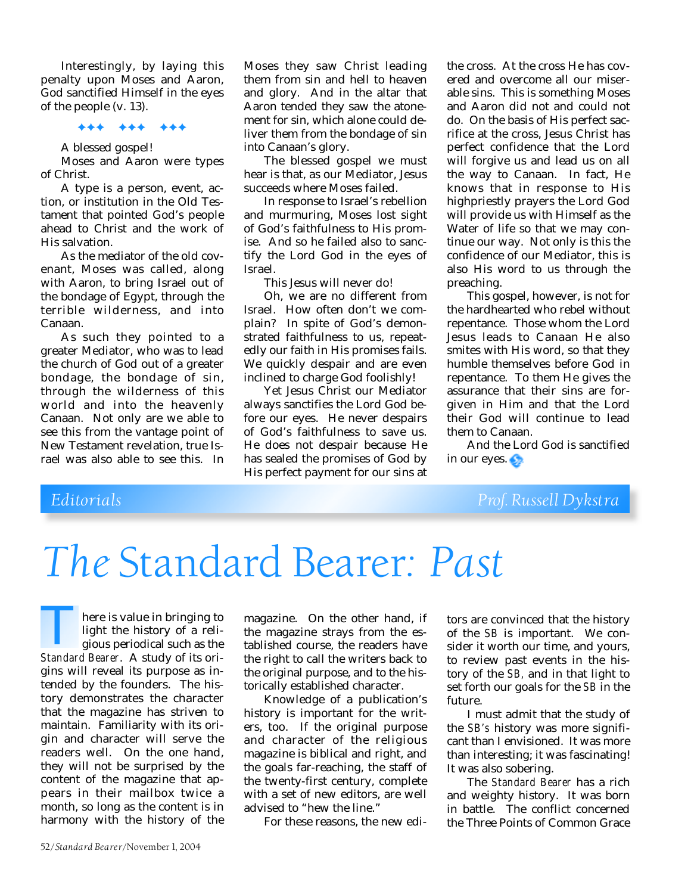Interestingly, by laying this penalty upon Moses and Aaron, God sanctified Himself in the eyes of the people (v. 13).

✦✦✦ ✦✦✦ ✦✦✦

A blessed gospel!

Moses and Aaron were types of Christ.

A type is a person, event, action, or institution in the Old Testament that pointed God's people ahead to Christ and the work of His salvation.

As the mediator of the old covenant, Moses was called, along with Aaron, to bring Israel out of the bondage of Egypt, through the terrible wilderness, and into Canaan.

As such they pointed to a greater Mediator, who was to lead the church of God out of a greater bondage, the bondage of sin, through the wilderness of this world and into the heavenly Canaan. Not only are we able to see this from the vantage point of New Testament revelation, true Israel was also able to see this. In Moses they saw Christ leading them from sin and hell to heaven and glory. And in the altar that Aaron tended they saw the atonement for sin, which alone could deliver them from the bondage of sin into Canaan's glory.

The blessed gospel we must hear is that, as our Mediator, Jesus succeeds where Moses failed.

In response to Israel's rebellion and murmuring, Moses lost sight of God's faithfulness to His promise. And so he failed also to sanctify the Lord God in the eyes of Israel.

This Jesus will never do!

Oh, we are no different from Israel. How often don't we complain? In spite of God's demonstrated faithfulness to us, repeatedly our faith in His promises fails. We quickly despair and are even inclined to charge God foolishly!

Yet Jesus Christ our Mediator always sanctifies the Lord God before our eyes. He never despairs of God's faithfulness to save us. He does not despair because He has sealed the promises of God by His perfect payment for our sins at the cross. At the cross He has covered and overcome all our miserable sins. This is something Moses and Aaron did not and could not do. On the basis of His perfect sacrifice at the cross, Jesus Christ has perfect confidence that the Lord will forgive us and lead us on all the way to Canaan. In fact, He knows that in response to His highpriestly prayers the Lord God will provide us with Himself as the Water of life so that we may continue our way. Not only is this the confidence of our Mediator, this is also His word to us through the preaching.

This gospel, however, is not for the hardhearted who rebel without repentance. Those whom the Lord Jesus leads to Canaan He also smites with His word, so that they humble themselves before God in repentance. To them He gives the assurance that their sins are forgiven in Him and that the Lord their God will continue to lead them to Canaan.

And the Lord God is sanctified in our eyes.

*Editorials* — *Prof. Russell Dykstra*

# *The* Standard Bearer: *Past*

There is value in bringing to light the history of a religious periodical such as the *Standard Bearer*. A study of its origins will reveal its purpose as intended by the founders. The history demonstrates the character that the magazine has striven to maintain. Familiarity with its origin and character will serve the readers well. On the one hand, they will not be surprised by the content of the magazine that appears in their mailbox twice a month, so long as the content is in harmony with the history of the magazine. On the other hand, if the magazine strays from the established course, the readers have the right to call the writers back to the original purpose, and to the historically established character.

Knowledge of a publication's history is important for the writers, too. If the original purpose and character of the religious magazine is biblical and right, and the goals far-reaching, the staff of the twenty-first century, complete with a set of new editors, are well advised to "hew the line."

For these reasons, the new editors are convinced that the history of the *SB* is important. We consider it worth our time, and yours, to review past events in the history of the *SB,* and in that light to set forth our goals for the *SB* in the future.

I must admit that the study of the *SB's* history was more significant than I envisioned. It was more than interesting; it was fascinating! It was also sobering.

The *Standard Bearer* has a rich and weighty history. It was born in battle. The conflict concerned the Three Points of Common Grace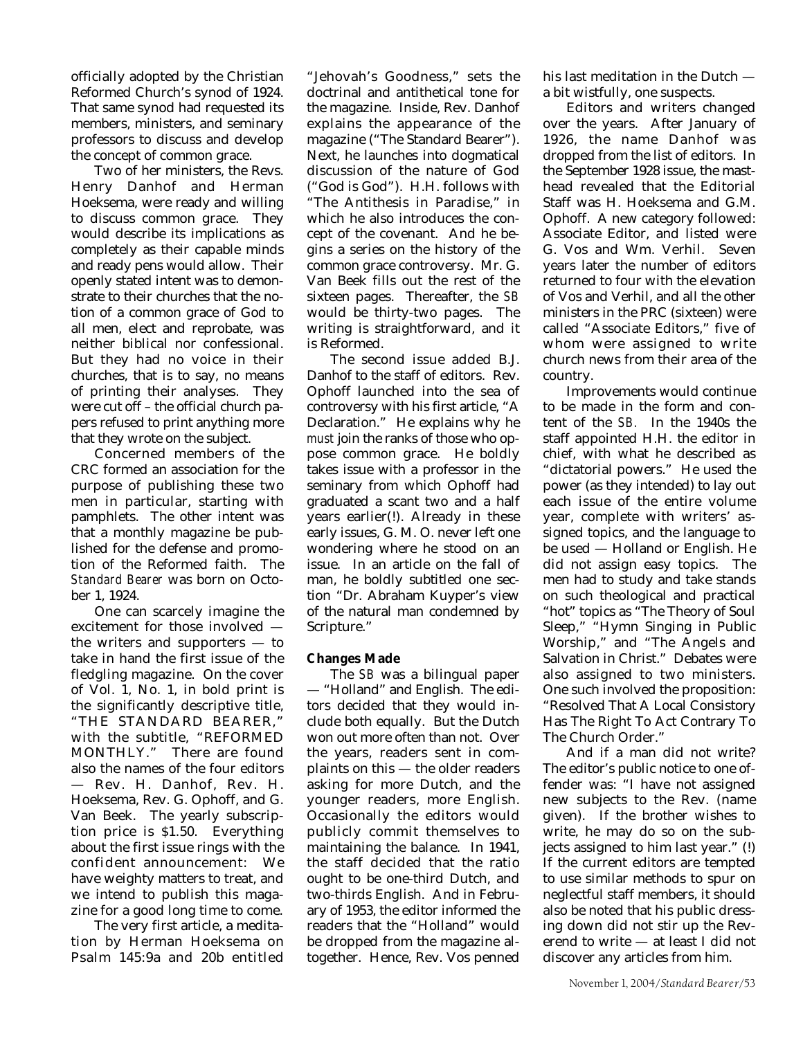officially adopted by the Christian Reformed Church's synod of 1924. That same synod had requested its members, ministers, and seminary professors to discuss and develop the concept of common grace.

Two of her ministers, the Revs. Henry Danhof and Herman Hoeksema, were ready and willing to discuss common grace. They would describe its implications as completely as their capable minds and ready pens would allow. Their openly stated intent was to demonstrate to their churches that the notion of a common grace of God to all men, elect and reprobate, was neither biblical nor confessional. But they had no voice in their churches, that is to say, no means of printing their analyses. They were cut off – the official church papers refused to print anything more that they wrote on the subject.

Concerned members of the CRC formed an association for the purpose of publishing these two men in particular, starting with pamphlets. The other intent was that a monthly magazine be published for the defense and promotion of the Reformed faith. The *Standard Bearer* was born on October 1, 1924.

One can scarcely imagine the excitement for those involved — the writers and supporters — to take in hand the first issue of the fledgling magazine. On the cover of Vol. 1, No. 1, in bold print is the significantly descriptive title, "THE STANDARD BEARER," with the subtitle, "REFORMED MONTHLY." There are found also the names of the four editors — Rev. H. Danhof, Rev. H. Hoeksema, Rev. G. Ophoff, and G. Van Beek. The yearly subscription price is $1.50. Everything about the first issue rings with the confident announcement: We have weighty matters to treat, and we intend to publish this magazine for a good long time to come.

The very first article, a meditation by Herman Hoeksema on Psalm 145:9a and 20b entitled "Jehovah's Goodness," sets the doctrinal and antithetical tone for the magazine. Inside, Rev. Danhof explains the appearance of the magazine ("The Standard Bearer"). Next, he launches into dogmatical discussion of the nature of God ("God is God"). H.H. follows with "The Antithesis in Paradise," in which he also introduces the concept of the covenant. And he begins a series on the history of the common grace controversy. Mr. G. Van Beek fills out the rest of the sixteen pages. Thereafter, the *SB* would be thirty-two pages. The writing is straightforward, and it is Reformed.

The second issue added B.J. Danhof to the staff of editors. Rev. Ophoff launched into the sea of controversy with his first article, "A Declaration." He explains why he *must* join the ranks of those who oppose common grace. He boldly takes issue with a professor in the seminary from which Ophoff had graduated a scant two and a half years earlier(!). Already in these early issues, G. M. O. never left one wondering where he stood on an issue. In an article on the fall of man, he boldly subtitled one section "Dr. Abraham Kuyper's view of the natural man condemned by Scripture."

**Changes Made**

The *SB* was a bilingual paper — "Holland" and English. The editors decided that they would include both equally. But the Dutch won out more often than not. Over the years, readers sent in complaints on this — the older readers asking for more Dutch, and the younger readers, more English. Occasionally the editors would publicly commit themselves to maintaining the balance. In 1941, the staff decided that the ratio ought to be one-third Dutch, and two-thirds English. And in February of 1953, the editor informed the readers that the "Holland" would be dropped from the magazine altogether. Hence, Rev. Vos penned his last meditation in the Dutch — a bit wistfully, one suspects.

Editors and writers changed over the years. After January of 1926, the name Danhof was dropped from the list of editors. In the September 1928 issue, the masthead revealed that the Editorial Staff was H. Hoeksema and G.M. Ophoff. A new category followed: Associate Editor, and listed were G. Vos and Wm. Verhil. Seven years later the number of editors returned to four with the elevation of Vos and Verhil, and all the other ministers in the PRC (sixteen) were called "Associate Editors," five of whom were assigned to write church news from their area of the country.

Improvements would continue to be made in the form and content of the *SB*. In the 1940s the staff appointed H.H. the editor in chief, with what he described as "dictatorial powers." He used the power (as they intended) to lay out each issue of the entire volume year, complete with writers' assigned topics, and the language to be used — Holland or English. He did not assign easy topics. The men had to study and take stands on such theological and practical "hot" topics as "The Theory of Soul Sleep," "Hymn Singing in Public Worship," and "The Angels and Salvation in Christ." Debates were also assigned to two ministers. One such involved the proposition: "Resolved That A Local Consistory Has The Right To Act Contrary To The Church Order."

And if a man did not write? The editor's public notice to one offender was: "I have not assigned new subjects to the Rev. (name given). If the brother wishes to write, he may do so on the subjects assigned to him last year." (!) If the current editors are tempted to use similar methods to spur on neglectful staff members, it should also be noted that his public dressing down did not stir up the Reverend to write — at least I did not discover any articles from him.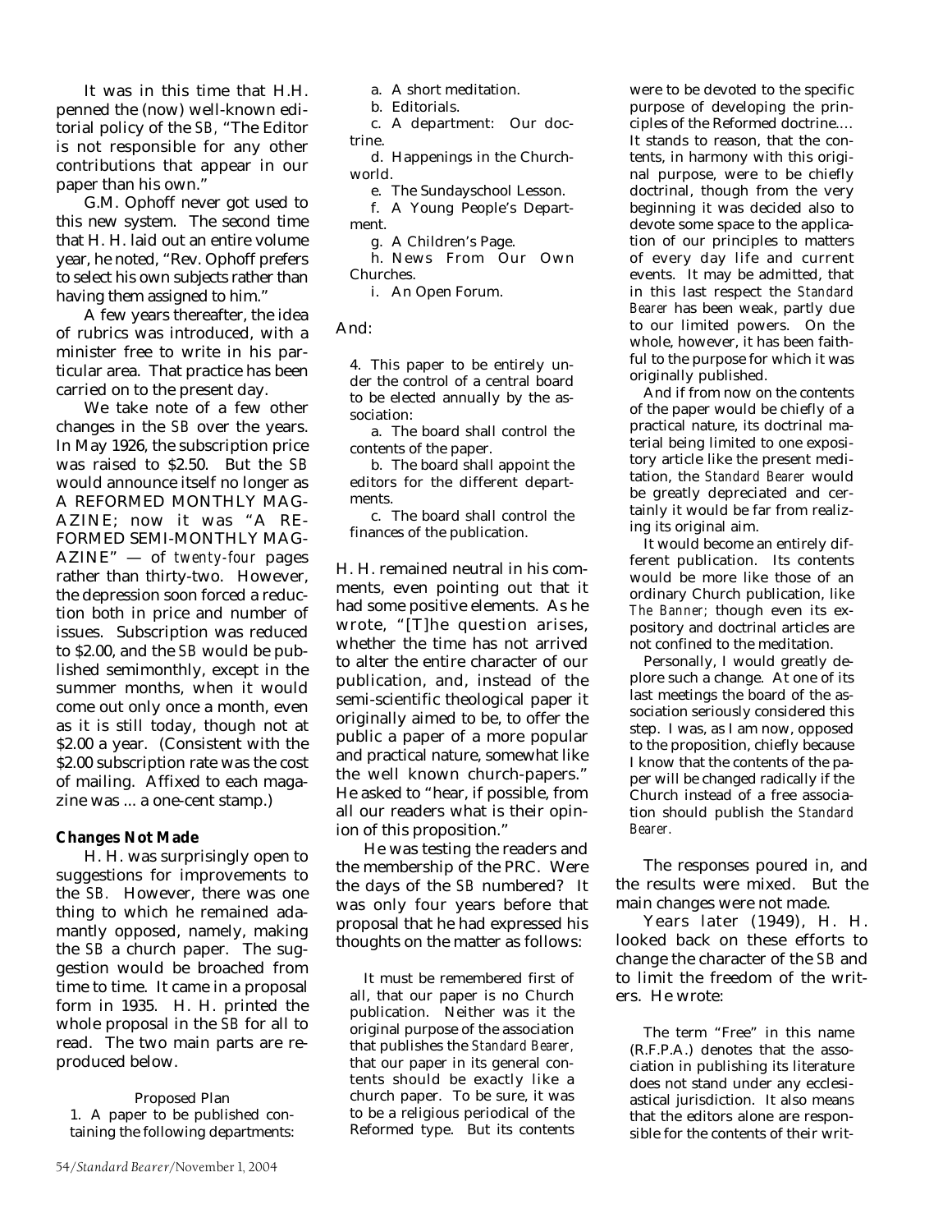It was in this time that H.H. penned the (now) well-known editorial policy of the *SB*, "The Editor is not responsible for any other contributions that appear in our paper than his own."

G.M. Ophoff never got used to this new system. The second time that H. H. laid out an entire volume year, he noted, "Rev. Ophoff prefers to select his own subjects rather than having them assigned to him."

A few years thereafter, the idea of rubrics was introduced, with a minister free to write in his particular area. That practice has been carried on to the present day.

We take note of a few other changes in the *SB* over the years. In May 1926, the subscription price was raised to $2.50. But the *SB* would announce itself no longer as A REFORMED MONTHLY MAGAZINE; now it was "A REFORMED SEMI-MONTHLY MAGAZINE" — of *twenty-four* pages rather than thirty-two. However, the depression soon forced a reduction both in price and number of issues. Subscription was reduced to $2.00, and the *SB* would be published semimonthly, except in the summer months, when it would come out only once a month, even as it is still today, though not at $2.00 a year. (Consistent with the $2.00 subscription rate was the cost of mailing. Affixed to each magazine was ... a one-cent stamp.)

**Changes Not Made**

H. H. was surprisingly open to suggestions for improvements to the *SB*. However, there was one thing to which he remained adamantly opposed, namely, making the *SB* a church paper. The suggestion would be broached from time to time. It came in a proposal form in 1935. H. H. printed the whole proposal in the *SB* for all to read. The two main parts are reproduced below.

> Proposed Plan
>
> 1. A paper to be published containing the following departments:
>
> a. A short meditation.
>
> b. Editorials.
>
> c. A department: Our doctrine.
>
> d. Happenings in the Churchworld.
>
> e. The Sundayschool Lesson.
>
> f. A Young People's Department.
>
> g. A Children's Page.
>
> h. News From Our Own Churches.
>
> i. An Open Forum.

And:

> 4. This paper to be entirely under the control of a central board to be elected annually by the association:
>
> a. The board shall control the contents of the paper.
>
> b. The board shall appoint the editors for the different departments.
>
> c. The board shall control the finances of the publication.

H. H. remained neutral in his comments, even pointing out that it had some positive elements. As he wrote, "[T]he question arises, whether the time has not arrived to alter the entire character of our publication, and, instead of the semi-scientific theological paper it originally aimed to be, to offer the public a paper of a more popular and practical nature, somewhat like the well known church-papers." He asked to "hear, if possible, from all our readers what is their opinion of this proposition."

He was testing the readers and the membership of the PRC. Were the days of the *SB* numbered? It was only four years before that proposal that he had expressed his thoughts on the matter as follows:

> It must be remembered first of all, that our paper is no Church publication. Neither was it the original purpose of the association that publishes the *Standard Bearer*, that our paper in its general contents should be exactly like a church paper. To be sure, it was to be a religious periodical of the Reformed type. But its contents were to be devoted to the specific purpose of developing the principles of the Reformed doctrine.... It stands to reason, that the contents, in harmony with this original purpose, were to be chiefly doctrinal, though from the very beginning it was decided also to devote some space to the application of our principles to matters of every day life and current events. It may be admitted, that in this last respect the *Standard Bearer* has been weak, partly due to our limited powers. On the whole, however, it has been faithful to the purpose for which it was originally published.
>
> And if from now on the contents of the paper would be chiefly of a practical nature, its doctrinal material being limited to one expository article like the present meditation, the *Standard Bearer* would be greatly depreciated and certainly it would be far from realizing its original aim.
>
> It would become an entirely different publication. Its contents would be more like those of an ordinary Church publication, like *The Banner*; though even its expository and doctrinal articles are not confined to the meditation.
>
> Personally, I would greatly deplore such a change. At one of its last meetings the board of the association seriously considered this step. I was, as I am now, opposed to the proposition, chiefly because I know that the contents of the paper will be changed radically if the Church instead of a free association should publish the *Standard Bearer*.

The responses poured in, and the results were mixed. But the main changes were not made.

Years later (1949), H. H. looked back on these efforts to change the character of the *SB* and to limit the freedom of the writers. He wrote:

> The term "Free" in this name (R.F.P.A.) denotes that the association in publishing its literature does not stand under any ecclesiastical jurisdiction. It also means that the editors alone are responsible for the contents of their writ-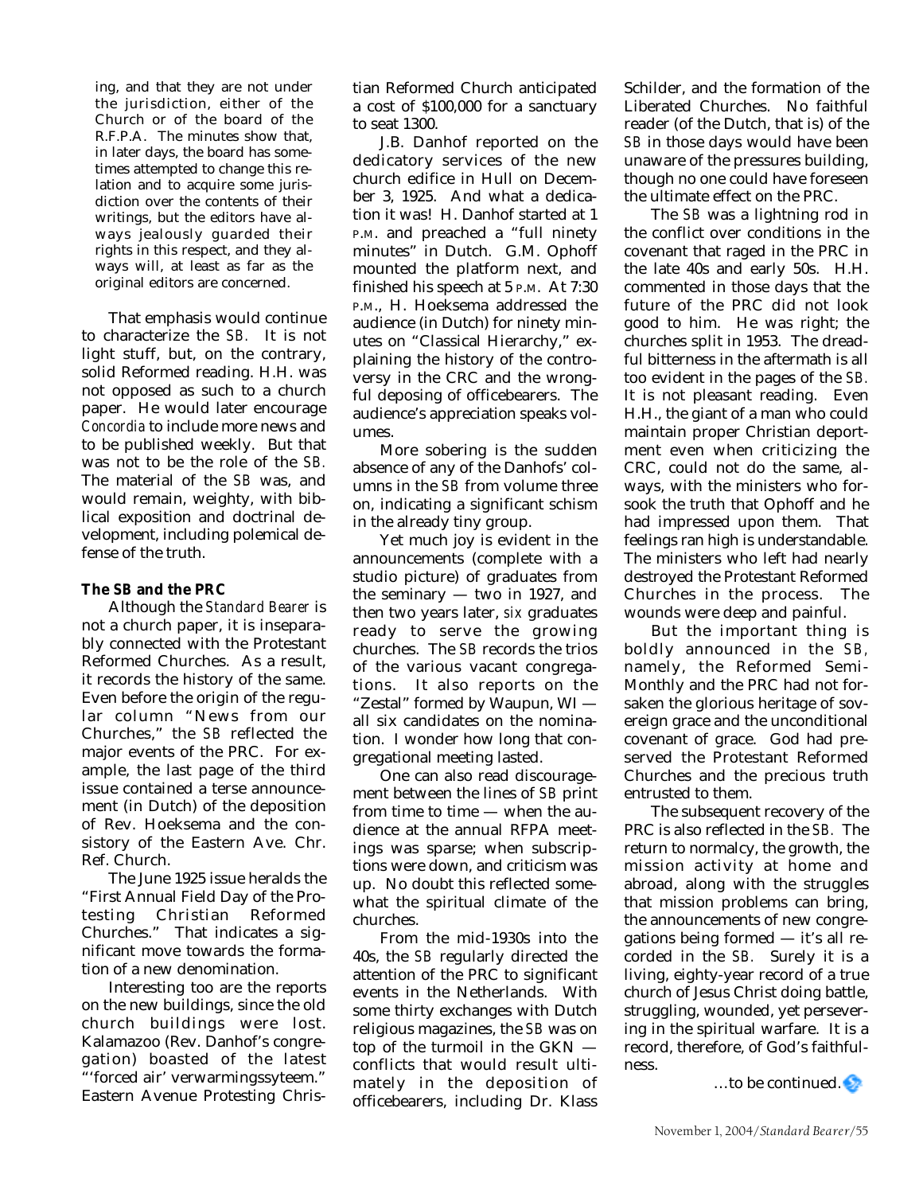ing, and that they are not under the jurisdiction, either of the Church or of the board of the R.F.P.A. The minutes show that, in later days, the board has sometimes attempted to change this relation and to acquire some jurisdiction over the contents of their writings, but the editors have always jealously guarded their rights in this respect, and they always will, at least as far as the original editors are concerned.

That emphasis would continue to characterize the *SB.* It is not light stuff, but, on the contrary, solid Reformed reading. H.H. was not opposed as such to a church paper. He would later encourage *Concordia* to include more news and to be published weekly. But that was not to be the role of the *SB.* The material of the *SB* was, and would remain, weighty, with biblical exposition and doctrinal development, including polemical defense of the truth.

**The *SB* and the PRC**

Although the *Standard Bearer* is not a church paper, it is inseparably connected with the Protestant Reformed Churches. As a result, it records the history of the same. Even before the origin of the regular column "News from our Churches," the *SB* reflected the major events of the PRC. For example, the last page of the third issue contained a terse announcement (in Dutch) of the deposition of Rev. Hoeksema and the consistory of the Eastern Ave. Chr. Ref. Church.

The June 1925 issue heralds the "First Annual Field Day of the Protesting Christian Reformed Churches." That indicates a significant move towards the formation of a new denomination.

Interesting too are the reports on the new buildings, since the old church buildings were lost. Kalamazoo (Rev. Danhof's congregation) boasted of the latest "'forced air' verwarmingssyteem." Eastern Avenue Protesting Christian Reformed Church anticipated a cost of $100,000 for a sanctuary to seat 1300.

J.B. Danhof reported on the dedicatory services of the new church edifice in Hull on December 3, 1925. And what a dedication it was! H. Danhof started at 1 P.M. and preached a "full ninety minutes" in Dutch. G.M. Ophoff mounted the platform next, and finished his speech at 5 P.M. At 7:30 P.M., H. Hoeksema addressed the audience (in Dutch) for ninety minutes on "Classical Hierarchy," explaining the history of the controversy in the CRC and the wrongful deposing of officebearers. The audience's appreciation speaks volumes.

More sobering is the sudden absence of any of the Danhofs' columns in the *SB* from volume three on, indicating a significant schism in the already tiny group.

Yet much joy is evident in the announcements (complete with a studio picture) of graduates from the seminary — two in 1927, and then two years later, *six* graduates ready to serve the growing churches. The *SB* records the trios of the various vacant congregations. It also reports on the "Zestal" formed by Waupun, WI — all six candidates on the nomination. I wonder how long that congregational meeting lasted.

One can also read discouragement between the lines of *SB* print from time to time — when the audience at the annual RFPA meetings was sparse; when subscriptions were down, and criticism was up. No doubt this reflected somewhat the spiritual climate of the churches.

From the mid-1930s into the 40s, the *SB* regularly directed the attention of the PRC to significant events in the Netherlands. With some thirty exchanges with Dutch religious magazines, the *SB* was on top of the turmoil in the GKN — conflicts that would result ultimately in the deposition of officebearers, including Dr. Klass Schilder, and the formation of the Liberated Churches. No faithful reader (of the Dutch, that is) of the *SB* in those days would have been unaware of the pressures building, though no one could have foreseen the ultimate effect on the PRC.

The *SB* was a lightning rod in the conflict over conditions in the covenant that raged in the PRC in the late 40s and early 50s. H.H. commented in those days that the future of the PRC did not look good to him. He was right; the churches split in 1953. The dreadful bitterness in the aftermath is all too evident in the pages of the *SB.* It is not pleasant reading. Even H.H., the giant of a man who could maintain proper Christian deportment even when criticizing the CRC, could not do the same, always, with the ministers who forsook the truth that Ophoff and he had impressed upon them. That feelings ran high is understandable. The ministers who left had nearly destroyed the Protestant Reformed Churches in the process. The wounds were deep and painful.

But the important thing is boldly announced in the *SB,* namely, the Reformed Semi-Monthly and the PRC had not forsaken the glorious heritage of sovereign grace and the unconditional covenant of grace. God had preserved the Protestant Reformed Churches and the precious truth entrusted to them.

The subsequent recovery of the PRC is also reflected in the *SB.* The return to normalcy, the growth, the mission activity at home and abroad, along with the struggles that mission problems can bring, the announcements of new congregations being formed — it's all recorded in the *SB.* Surely it is a living, eighty-year record of a true church of Jesus Christ doing battle, struggling, wounded, yet persevering in the spiritual warfare. It is a record, therefore, of God's faithfulness.

…to be continued.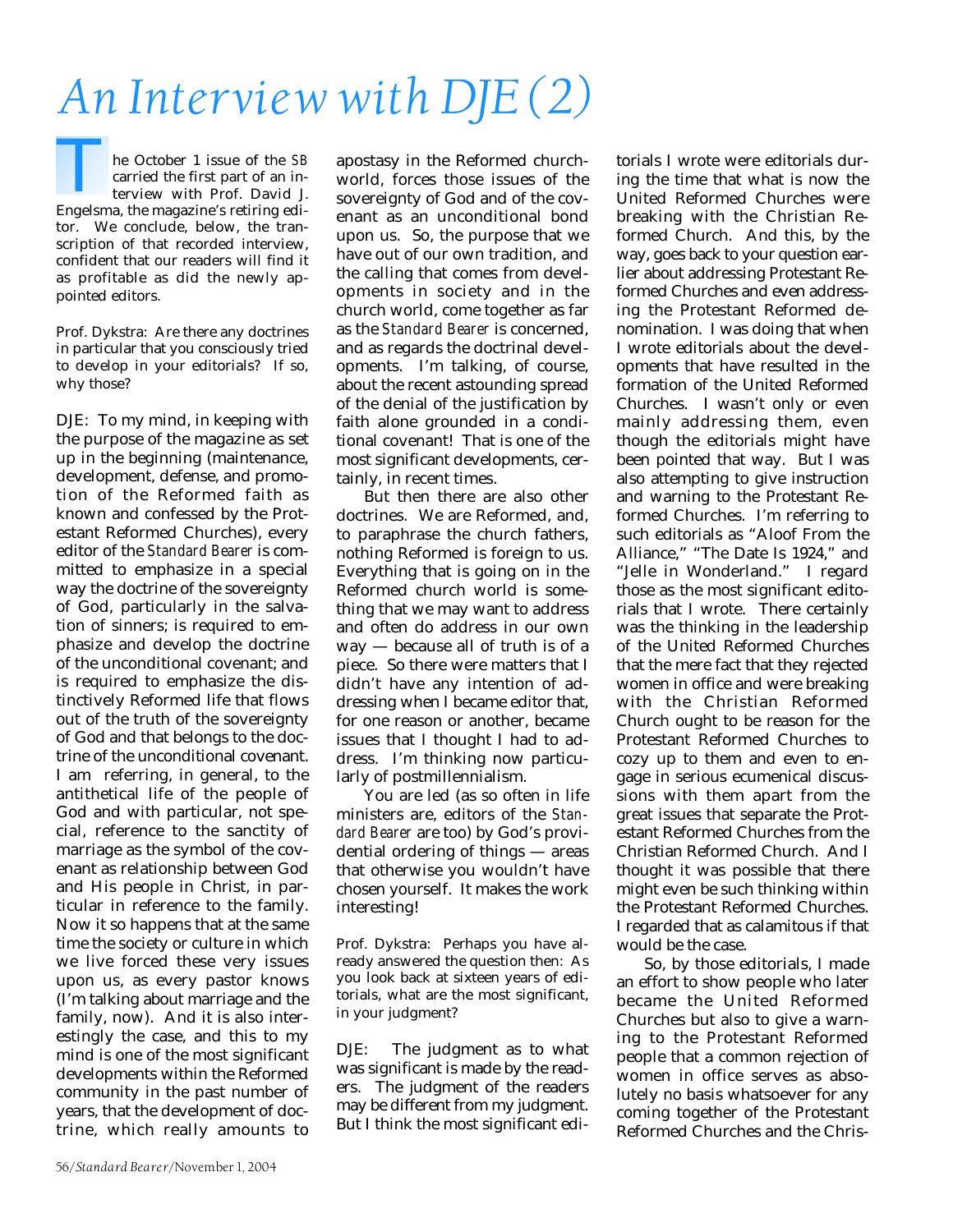# An Interview with DJE (2)

The October 1 issue of the *SB* carried the first part of an interview with Prof. David J. Engelsma, the magazine's retiring editor. We conclude, below, the transcription of that recorded interview, confident that our readers will find it as profitable as did the newly appointed editors.

Prof. Dykstra: Are there any doctrines in particular that you consciously tried to develop in your editorials? If so, why those?

DJE: To my mind, in keeping with the purpose of the magazine as set up in the beginning (maintenance, development, defense, and promotion of the Reformed faith as known and confessed by the Protestant Reformed Churches), every editor of the *Standard Bearer* is committed to emphasize in a special way the doctrine of the sovereignty of God, particularly in the salvation of sinners; is required to emphasize and develop the doctrine of the unconditional covenant; and is required to emphasize the distinctively Reformed life that flows out of the truth of the sovereignty of God and that belongs to the doctrine of the unconditional covenant. I am referring, in general, to the antithetical life of the people of God and with particular, not special, reference to the sanctity of marriage as the symbol of the covenant as relationship between God and His people in Christ, in particular in reference to the family. Now it so happens that at the same time the society or culture in which we live forced these very issues upon us, as every pastor knows (I'm talking about marriage and the family, now). And it is also interestingly the case, and this to my mind is one of the most significant developments within the Reformed community in the past number of years, that the development of doctrine, which really amounts to apostasy in the Reformed churchworld, forces those issues of the sovereignty of God and of the covenant as an unconditional bond upon us. So, the purpose that we have out of our own tradition, and the calling that comes from developments in society and in the church world, come together as far as the *Standard Bearer* is concerned, and as regards the doctrinal developments. I'm talking, of course, about the recent astounding spread of the denial of the justification by faith alone grounded in a conditional covenant! That is one of the most significant developments, certainly, in recent times.

But then there are also other doctrines. We are Reformed, and, to paraphrase the church fathers, nothing Reformed is foreign to us. Everything that is going on in the Reformed church world is something that we may want to address and often do address in our own way — because all of truth is of a piece. So there were matters that I didn't have any intention of addressing when I became editor that, for one reason or another, became issues that I thought I had to address. I'm thinking now particularly of postmillennialism.

You are led (as so often in life ministers are, editors of the *Standard Bearer* are too) by God's providential ordering of things — areas that otherwise you wouldn't have chosen yourself. It makes the work interesting!

Prof. Dykstra: Perhaps you have already answered the question then: As you look back at sixteen years of editorials, what are the most significant, in your judgment?

DJE: The judgment as to what was significant is made by the readers. The judgment of the readers may be different from my judgment. But I think the most significant editorials I wrote were editorials during the time that what is now the United Reformed Churches were breaking with the Christian Reformed Church. And this, by the way, goes back to your question earlier about addressing Protestant Reformed Churches and even addressing the Protestant Reformed denomination. I was doing that when I wrote editorials about the developments that have resulted in the formation of the United Reformed Churches. I wasn't only or even mainly addressing them, even though the editorials might have been pointed that way. But I was also attempting to give instruction and warning to the Protestant Reformed Churches. I'm referring to such editorials as "Aloof From the Alliance," "The Date Is 1924," and "Jelle in Wonderland." I regard those as the most significant editorials that I wrote. There certainly was the thinking in the leadership of the United Reformed Churches that the mere fact that they rejected women in office and were breaking with the Christian Reformed Church ought to be reason for the Protestant Reformed Churches to cozy up to them and even to engage in serious ecumenical discussions with them apart from the great issues that separate the Protestant Reformed Churches from the Christian Reformed Church. And I thought it was possible that there might even be such thinking within the Protestant Reformed Churches. I regarded that as calamitous if that would be the case.

So, by those editorials, I made an effort to show people who later became the United Reformed Churches but also to give a warning to the Protestant Reformed people that a common rejection of women in office serves as absolutely no basis whatsoever for any coming together of the Protestant Reformed Churches and the Chris-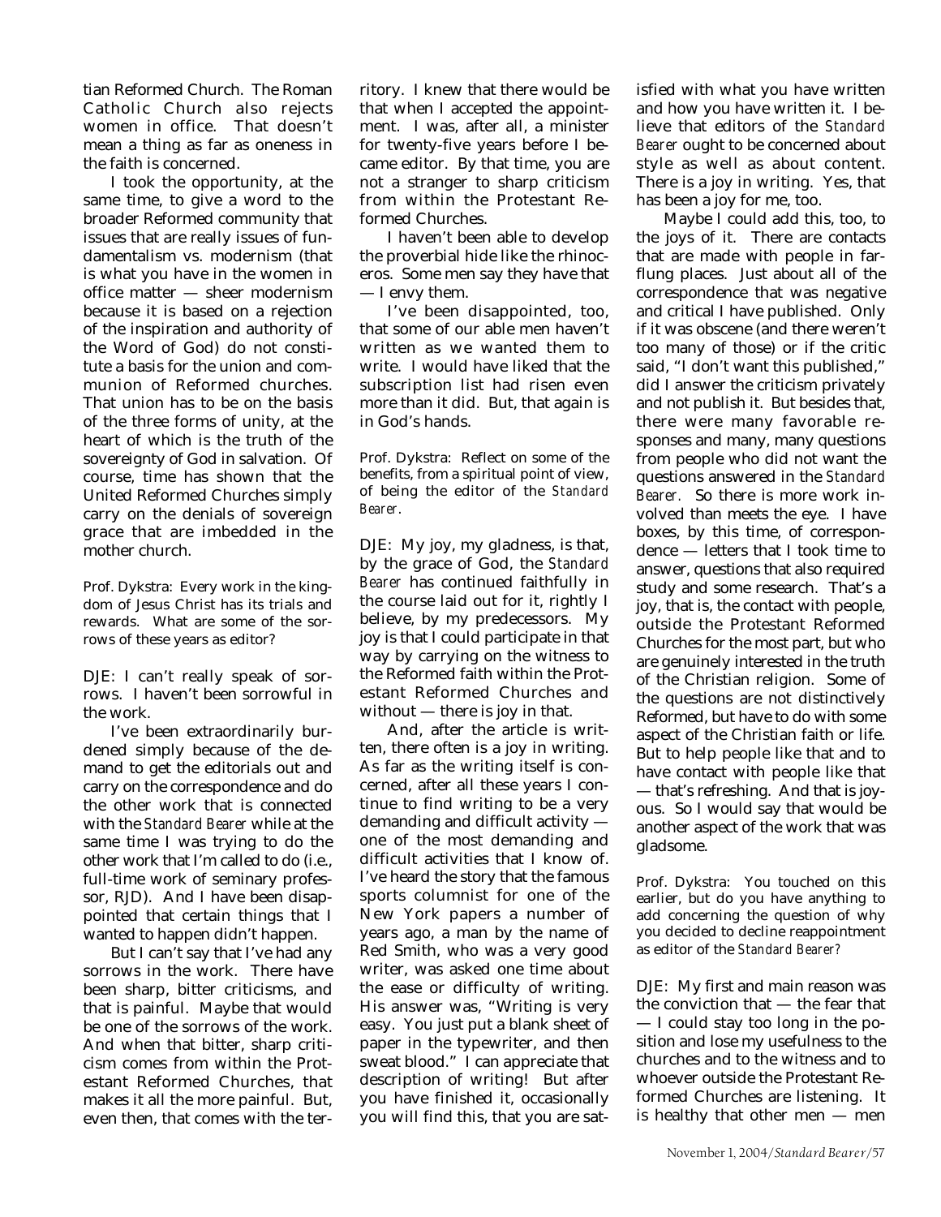tian Reformed Church. The Roman Catholic Church also rejects women in office. That doesn't mean a thing as far as oneness in the faith is concerned.

I took the opportunity, at the same time, to give a word to the broader Reformed community that issues that are really issues of fundamentalism vs. modernism (that is what you have in the women in office matter — sheer modernism because it is based on a rejection of the inspiration and authority of the Word of God) do not constitute a basis for the union and communion of Reformed churches. That union has to be on the basis of the three forms of unity, at the heart of which is the truth of the sovereignty of God in salvation. Of course, time has shown that the United Reformed Churches simply carry on the denials of sovereign grace that are imbedded in the mother church.

Prof. Dykstra: Every work in the kingdom of Jesus Christ has its trials and rewards. What are some of the sorrows of these years as editor?

DJE: I can't really speak of sorrows. I haven't been sorrowful in the work.

I've been extraordinarily burdened simply because of the demand to get the editorials out and carry on the correspondence and do the other work that is connected with the *Standard Bearer* while at the same time I was trying to do the other work that I'm called to do (i.e., full-time work of seminary professor, RJD). And I have been disappointed that certain things that I wanted to happen didn't happen.

But I can't say that I've had any sorrows in the work. There have been sharp, bitter criticisms, and that is painful. Maybe that would be one of the sorrows of the work. And when that bitter, sharp criticism comes from within the Protestant Reformed Churches, that makes it all the more painful. But, even then, that comes with the territory. I knew that there would be that when I accepted the appointment. I was, after all, a minister for twenty-five years before I became editor. By that time, you are not a stranger to sharp criticism from within the Protestant Reformed Churches.

I haven't been able to develop the proverbial hide like the rhinoceros. Some men say they have that — I envy them.

I've been disappointed, too, that some of our able men haven't written as we wanted them to write. I would have liked that the subscription list had risen even more than it did. But, that again is in God's hands.

Prof. Dykstra: Reflect on some of the benefits, from a spiritual point of view, of being the editor of the *Standard Bearer*.

DJE: My joy, my gladness, is that, by the grace of God, the *Standard Bearer* has continued faithfully in the course laid out for it, rightly I believe, by my predecessors. My joy is that I could participate in that way by carrying on the witness to the Reformed faith within the Protestant Reformed Churches and without — there is joy in that.

And, after the article is written, there often is a joy in writing. As far as the writing itself is concerned, after all these years I continue to find writing to be a very demanding and difficult activity — one of the most demanding and difficult activities that I know of. I've heard the story that the famous sports columnist for one of the New York papers a number of years ago, a man by the name of Red Smith, who was a very good writer, was asked one time about the ease or difficulty of writing. His answer was, "Writing is very easy. You just put a blank sheet of paper in the typewriter, and then sweat blood." I can appreciate that description of writing! But after you have finished it, occasionally you will find this, that you are satisfied with what you have written and how you have written it. I believe that editors of the *Standard Bearer* ought to be concerned about style as well as about content. There is a joy in writing. Yes, that has been a joy for me, too.

Maybe I could add this, too, to the joys of it. There are contacts that are made with people in far-flung places. Just about all of the correspondence that was negative and critical I have published. Only if it was obscene (and there weren't too many of those) or if the critic said, "I don't want this published," did I answer the criticism privately and not publish it. But besides that, there were many favorable responses and many, many questions from people who did not want the questions answered in the *Standard Bearer*. So there is more work involved than meets the eye. I have boxes, by this time, of correspondence — letters that I took time to answer, questions that also required study and some research. That's a joy, that is, the contact with people, outside the Protestant Reformed Churches for the most part, but who are genuinely interested in the truth of the Christian religion. Some of the questions are not distinctively Reformed, but have to do with some aspect of the Christian faith or life. But to help people like that and to have contact with people like that — that's refreshing. And that is joyous. So I would say that would be another aspect of the work that was gladsome.

Prof. Dykstra: You touched on this earlier, but do you have anything to add concerning the question of why you decided to decline reappointment as editor of the *Standard Bearer?*

DJE: My first and main reason was the conviction that — the fear that — I could stay too long in the position and lose my usefulness to the churches and to the witness and to whoever outside the Protestant Reformed Churches are listening. It is healthy that other men — men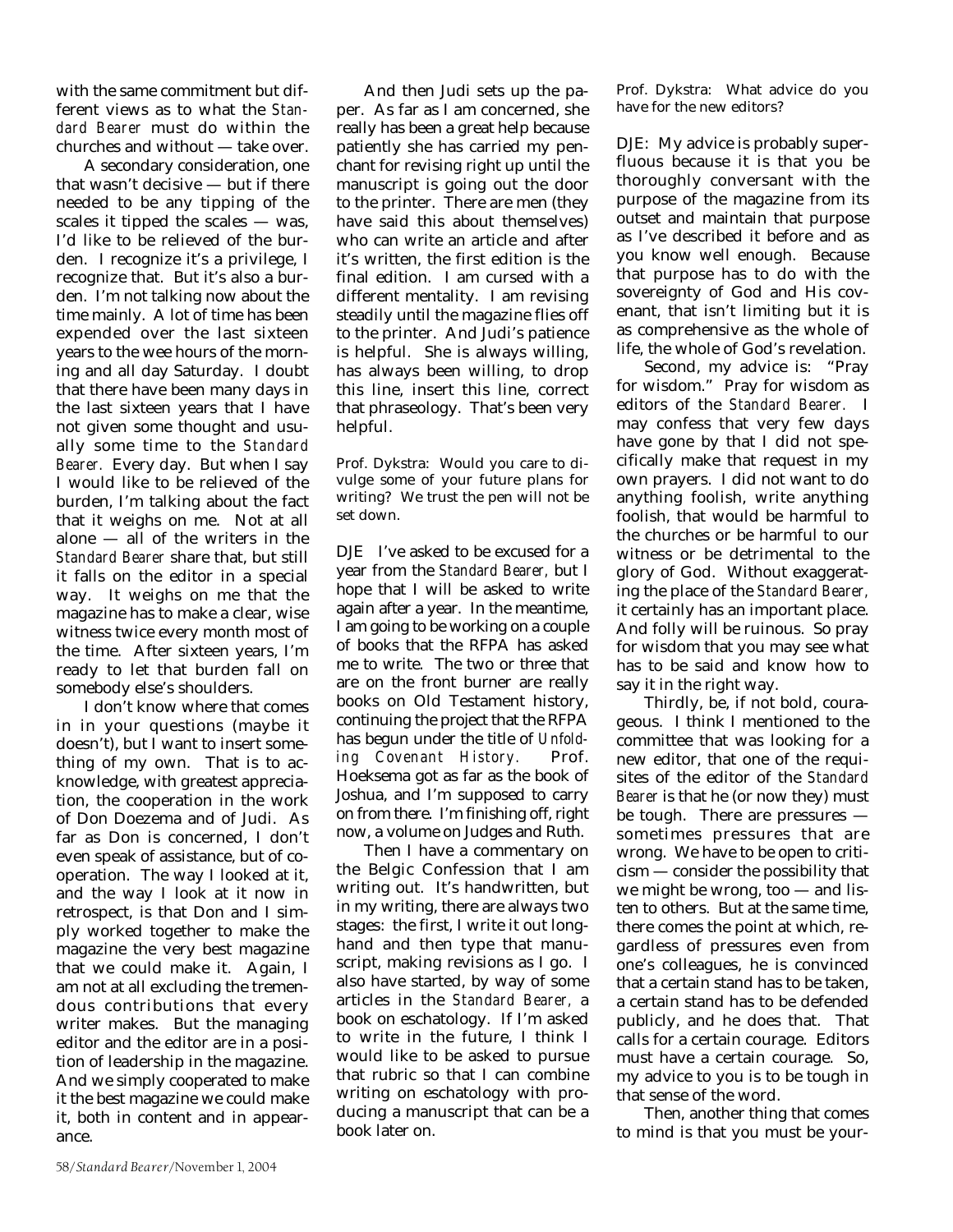with the same commitment but different views as to what the *Standard Bearer* must do within the churches and without — take over.

A secondary consideration, one that wasn't decisive — but if there needed to be any tipping of the scales it tipped the scales — was, I'd like to be relieved of the burden. I recognize it's a privilege, I recognize that. But it's also a burden. I'm not talking now about the time mainly. A lot of time has been expended over the last sixteen years to the wee hours of the morning and all day Saturday. I doubt that there have been many days in the last sixteen years that I have not given some thought and usually some time to the *Standard Bearer*. Every day. But when I say I would like to be relieved of the burden, I'm talking about the fact that it weighs on me. Not at all alone — all of the writers in the *Standard Bearer* share that, but still it falls on the editor in a special way. It weighs on me that the magazine has to make a clear, wise witness twice every month most of the time. After sixteen years, I'm ready to let that burden fall on somebody else's shoulders.

I don't know where that comes in in your questions (maybe it doesn't), but I want to insert something of my own. That is to acknowledge, with greatest appreciation, the cooperation in the work of Don Doezema and of Judi. As far as Don is concerned, I don't even speak of assistance, but of cooperation. The way I looked at it, and the way I look at it now in retrospect, is that Don and I simply worked together to make the magazine the very best magazine that we could make it. Again, I am not at all excluding the tremendous contributions that every writer makes. But the managing editor and the editor are in a position of leadership in the magazine. And we simply cooperated to make it the best magazine we could make it, both in content and in appearance.

And then Judi sets up the paper. As far as I am concerned, she really has been a great help because patiently she has carried my penchant for revising right up until the manuscript is going out the door to the printer. There are men (they have said this about themselves) who can write an article and after it's written, the first edition is the final edition. I am cursed with a different mentality. I am revising steadily until the magazine flies off to the printer. And Judi's patience is helpful. She is always willing, has always been willing, to drop this line, insert this line, correct that phraseology. That's been very helpful.

Prof. Dykstra: Would you care to divulge some of your future plans for writing? We trust the pen will not be set down.

DJE I've asked to be excused for a year from the *Standard Bearer,* but I hope that I will be asked to write again after a year. In the meantime, I am going to be working on a couple of books that the RFPA has asked me to write. The two or three that are on the front burner are really books on Old Testament history, continuing the project that the RFPA has begun under the title of *Unfolding Covenant History.* Prof. Hoeksema got as far as the book of Joshua, and I'm supposed to carry on from there. I'm finishing off, right now, a volume on Judges and Ruth.

Then I have a commentary on the Belgic Confession that I am writing out. It's handwritten, but in my writing, there are always two stages: the first, I write it out longhand and then type that manuscript, making revisions as I go. I also have started, by way of some articles in the *Standard Bearer,* a book on eschatology. If I'm asked to write in the future, I think I would like to be asked to pursue that rubric so that I can combine writing on eschatology with producing a manuscript that can be a book later on.

Prof. Dykstra: What advice do you have for the new editors?

DJE: My advice is probably superfluous because it is that you be thoroughly conversant with the purpose of the magazine from its outset and maintain that purpose as I've described it before and as you know well enough. Because that purpose has to do with the sovereignty of God and His covenant, that isn't limiting but it is as comprehensive as the whole of life, the whole of God's revelation.

Second, my advice is: "Pray for wisdom." Pray for wisdom as editors of the *Standard Bearer.* I may confess that very few days have gone by that I did not specifically make that request in my own prayers. I did not want to do anything foolish, write anything foolish, that would be harmful to the churches or be harmful to our witness or be detrimental to the glory of God. Without exaggerating the place of the *Standard Bearer,* it certainly has an important place. And folly will be ruinous. So pray for wisdom that you may see what has to be said and know how to say it in the right way.

Thirdly, be, if not bold, courageous. I think I mentioned to the committee that was looking for a new editor, that one of the requisites of the editor of the *Standard Bearer* is that he (or now they) must be tough. There are pressures — sometimes pressures that are wrong. We have to be open to criticism — consider the possibility that we might be wrong, too — and listen to others. But at the same time, there comes the point at which, regardless of pressures even from one's colleagues, he is convinced that a certain stand has to be taken, a certain stand has to be defended publicly, and he does that. That calls for a certain courage. Editors must have a certain courage. So, my advice to you is to be tough in that sense of the word.

Then, another thing that comes to mind is that you must be your-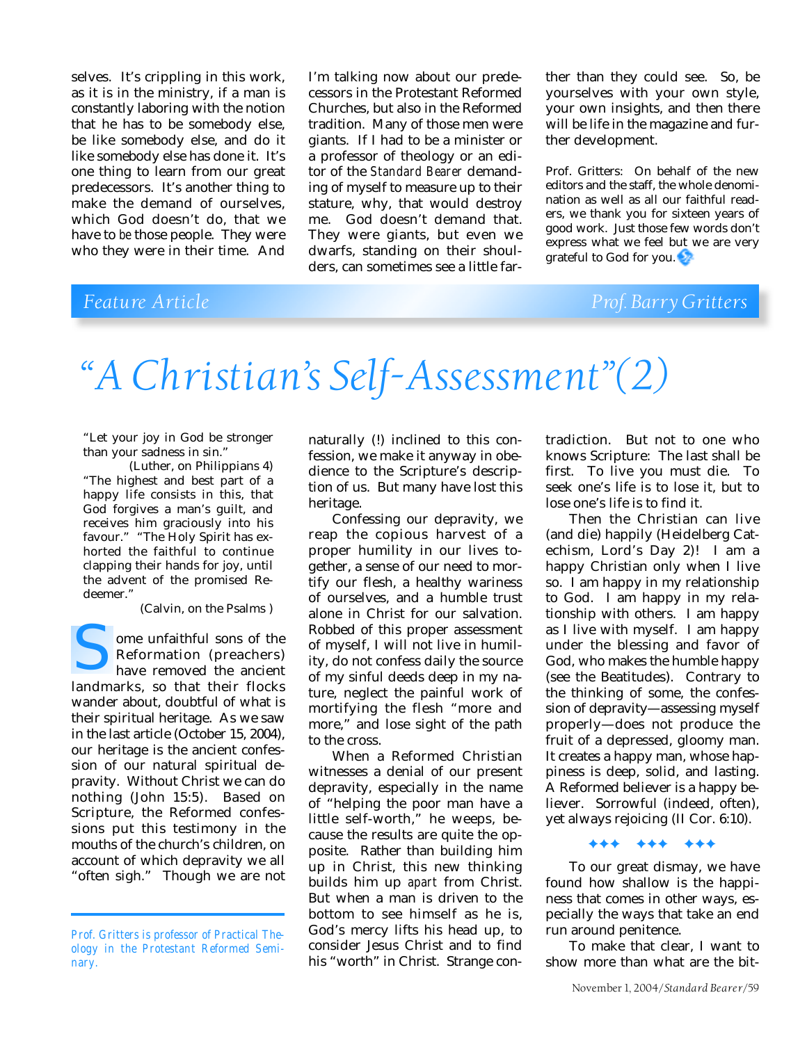selves. It's crippling in this work, as it is in the ministry, if a man is constantly laboring with the notion that he has to be somebody else, be like somebody else, and do it like somebody else has done it. It's one thing to learn from our great predecessors. It's another thing to make the demand of ourselves, which God doesn't do, that we have to *be* those people. They were who they were in their time. And I'm talking now about our predecessors in the Protestant Reformed Churches, but also in the Reformed tradition. Many of those men were giants. If I had to be a minister or a professor of theology or an editor of the *Standard Bearer* demanding of myself to measure up to their stature, why, that would destroy me. God doesn't demand that. They were giants, but even we dwarfs, standing on their shoulders, can sometimes see a little farther than they could see. So, be yourselves with your own style, your own insights, and then there will be life in the magazine and further development.

Prof. Gritters: On behalf of the new editors and the staff, the whole denomination as well as all our faithful readers, we thank you for sixteen years of good work. Just those few words don't express what we feel but we are very grateful to God for you.

*Feature Article* — *Prof. Barry Gritters*

# *"A Christian's Self-Assessment" (2)*

"Let your joy in God be stronger than your sadness in sin."
(Luther, on Philippians 4)

"The highest and best part of a happy life consists in this, that God forgives a man's guilt, and receives him graciously into his favour." "The Holy Spirit has exhorted the faithful to continue clapping their hands for joy, until the advent of the promised Redeemer."
(Calvin, on the Psalms )

Some unfaithful sons of the Reformation (preachers) have removed the ancient landmarks, so that their flocks wander about, doubtful of what is their spiritual heritage. As we saw in the last article (October 15, 2004), our heritage is the ancient confession of our natural spiritual depravity. Without Christ we can do nothing (John 15:5). Based on Scripture, the Reformed confessions put this testimony in the mouths of the church's children, on account of which depravity we all "often sigh." Though we are not naturally (!) inclined to this confession, we make it anyway in obedience to the Scripture's description of us. But many have lost this heritage.

Confessing our depravity, we reap the copious harvest of a proper humility in our lives together, a sense of our need to mortify our flesh, a healthy wariness of ourselves, and a humble trust alone in Christ for our salvation. Robbed of this proper assessment of myself, I will not live in humility, do not confess daily the source of my sinful deeds deep in my nature, neglect the painful work of mortifying the flesh "more and more," and lose sight of the path to the cross.

When a Reformed Christian witnesses a denial of our present depravity, especially in the name of "helping the poor man have a little self-worth," he weeps, because the results are quite the opposite. Rather than building him up in Christ, this new thinking builds him up *apart* from Christ. But when a man is driven to the bottom to see himself as he is, God's mercy lifts his head up, to consider Jesus Christ and to find his "worth" in Christ. Strange contradiction. But not to one who knows Scripture: The last shall be first. To live you must die. To seek one's life is to lose it, but to lose one's life is to find it.

Then the Christian can live (and die) happily (Heidelberg Catechism, Lord's Day 2)! I am a happy Christian only when I live so. I am happy in my relationship to God. I am happy in my relationship with others. I am happy as I live with myself. I am happy under the blessing and favor of God, who makes the humble happy (see the Beatitudes). Contrary to the thinking of some, the confession of depravity—assessing myself properly—does not produce the fruit of a depressed, gloomy man. It creates a happy man, whose happiness is deep, solid, and lasting. A Reformed believer is a happy believer. Sorrowful (indeed, often), yet always rejoicing (II Cor. 6:10).

✦✦✦ ✦✦✦ ✦✦✦

To our great dismay, we have found how shallow is the happiness that comes in other ways, especially the ways that take an end run around penitence.

To make that clear, I want to show more than what are the bit-

*Prof. Gritters is professor of Practical Theology in the Protestant Reformed Seminary.*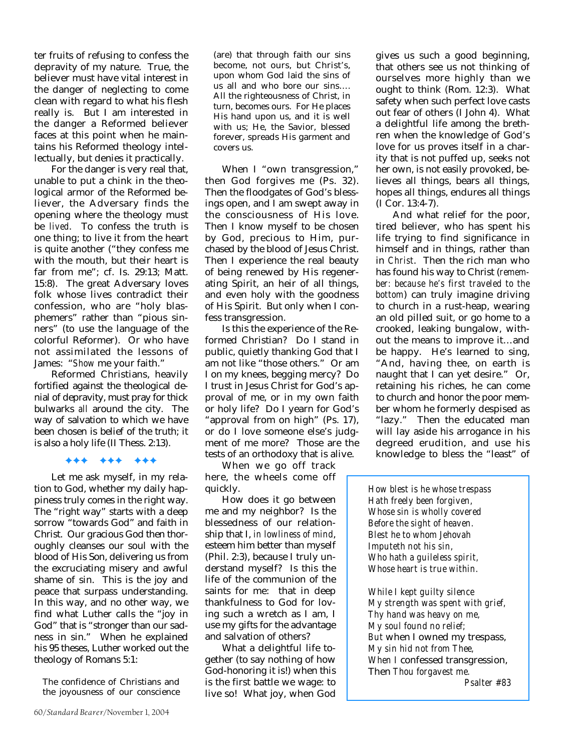ter fruits of refusing to confess the depravity of my nature. True, the believer must have vital interest in the danger of neglecting to come clean with regard to what his flesh really is. But I am interested in the danger a Reformed believer faces at this point when he maintains his Reformed theology intellectually, but denies it practically.

For the danger is very real that, unable to put a chink in the theological armor of the Reformed believer, the Adversary finds the opening where the theology must be *lived*. To confess the truth is one thing; to live it from the heart is quite another ("they confess me with the mouth, but their heart is far from me"; cf. Is. 29:13; Matt. 15:8). The great Adversary loves folk whose lives contradict their confession, who are "holy blasphemers" rather than "pious sinners" (to use the language of the colorful Reformer). Or who have not assimilated the lessons of James: "*Show* me your faith."

Reformed Christians, heavily fortified against the theological denial of depravity, must pray for thick bulwarks *all* around the city. The way of salvation to which we have been chosen is belief of the truth; it is also a holy life (II Thess. 2:13).

✦✦✦ ✦✦✦ ✦✦✦

Let me ask myself, in my relation to God, whether my daily happiness truly comes in the right way. The "right way" starts with a deep sorrow "towards God" and faith in Christ. Our gracious God then thoroughly cleanses our soul with the blood of His Son, delivering us from the excruciating misery and awful shame of sin. This is the joy and peace that surpass understanding. In this way, and no other way, we find what Luther calls the "joy in God" that is "stronger than our sadness in sin." When he explained his 95 theses, Luther worked out the theology of Romans 5:1:

> The confidence of Christians and the joyousness of our conscience (are) that through faith our sins become, not ours, but Christ's, upon whom God laid the sins of us all and who bore our sins.... All the righteousness of Christ, in turn, becomes ours. For He places His hand upon us, and it is well with us; He, the Savior, blessed forever, spreads His garment and covers us.

When I "own transgression," then God forgives me (Ps. 32). Then the floodgates of God's blessings open, and I am swept away in the consciousness of His love. Then I know myself to be chosen by God, precious to Him, purchased by the blood of Jesus Christ. Then I experience the real beauty of being renewed by His regenerating Spirit, an heir of all things, and even holy with the goodness of His Spirit. But only when I confess transgression.

Is this the experience of the Reformed Christian? Do I stand in public, quietly thanking God that I am not like "those others." Or am I on my knees, begging mercy? Do I trust in Jesus Christ for God's approval of me, or in my own faith or holy life? Do I yearn for God's "approval from on high" (Ps. 17), or do I love someone else's judgment of me more? Those are the tests of an orthodoxy that is alive.

When we go off track here, the wheels come off quickly.

How does it go between me and my neighbor? Is the blessedness of our relationship that I, *in lowliness of mind*, esteem him better than myself (Phil. 2:3), because I truly understand myself? Is this the life of the communion of the saints for me: that in deep thankfulness to God for loving such a wretch as I am, I use my gifts for the advantage and salvation of others?

What a delightful life together (to say nothing of how God-honoring it is!) when this is the first battle we wage: to live so! What joy, when God gives us such a good beginning, that others see us not thinking of ourselves more highly than we ought to think (Rom. 12:3). What safety when such perfect love casts out fear of others (I John 4). What a delightful life among the brethren when the knowledge of God's love for us proves itself in a charity that is not puffed up, seeks not her own, is not easily provoked, believes all things, bears all things, hopes all things, endures all things (I Cor. 13:4-7).

And what relief for the poor, tired believer, who has spent his life trying to find significance in himself and in things, rather than in *Christ*. Then the rich man who has found his way to Christ (*remember: because he's first traveled to the bottom*) can truly imagine driving to church in a rust-heap, wearing an old pilled suit, or go home to a crooked, leaking bungalow, without the means to improve it...and be happy. He's learned to sing, "And, having thee, on earth is naught that I can yet desire." Or, retaining his riches, he can come to church and honor the poor member whom he formerly despised as "lazy." Then the educated man will lay aside his arrogance in his degreed erudition, and use his knowledge to bless the "least" of

> *How blest is he whose trespass*
> *Hath freely been forgiven,*
> *Whose sin is wholly covered*
> *Before the sight of heaven.*
> *Blest he to whom Jehovah*
> *Imputeth not his sin,*
> *Who hath a guileless spirit,*
> *Whose heart is true within.*
>
> *While I kept guilty silence*
> *My strength was spent with grief,*
> *Thy hand was heavy on me,*
> *My soul found no relief;*
> *But* when I owned my trespass,
> *My sin hid not from Thee,*
> *When I* confessed transgression,
> Then *Thou forgavest me.*
>
> *Psalter #83*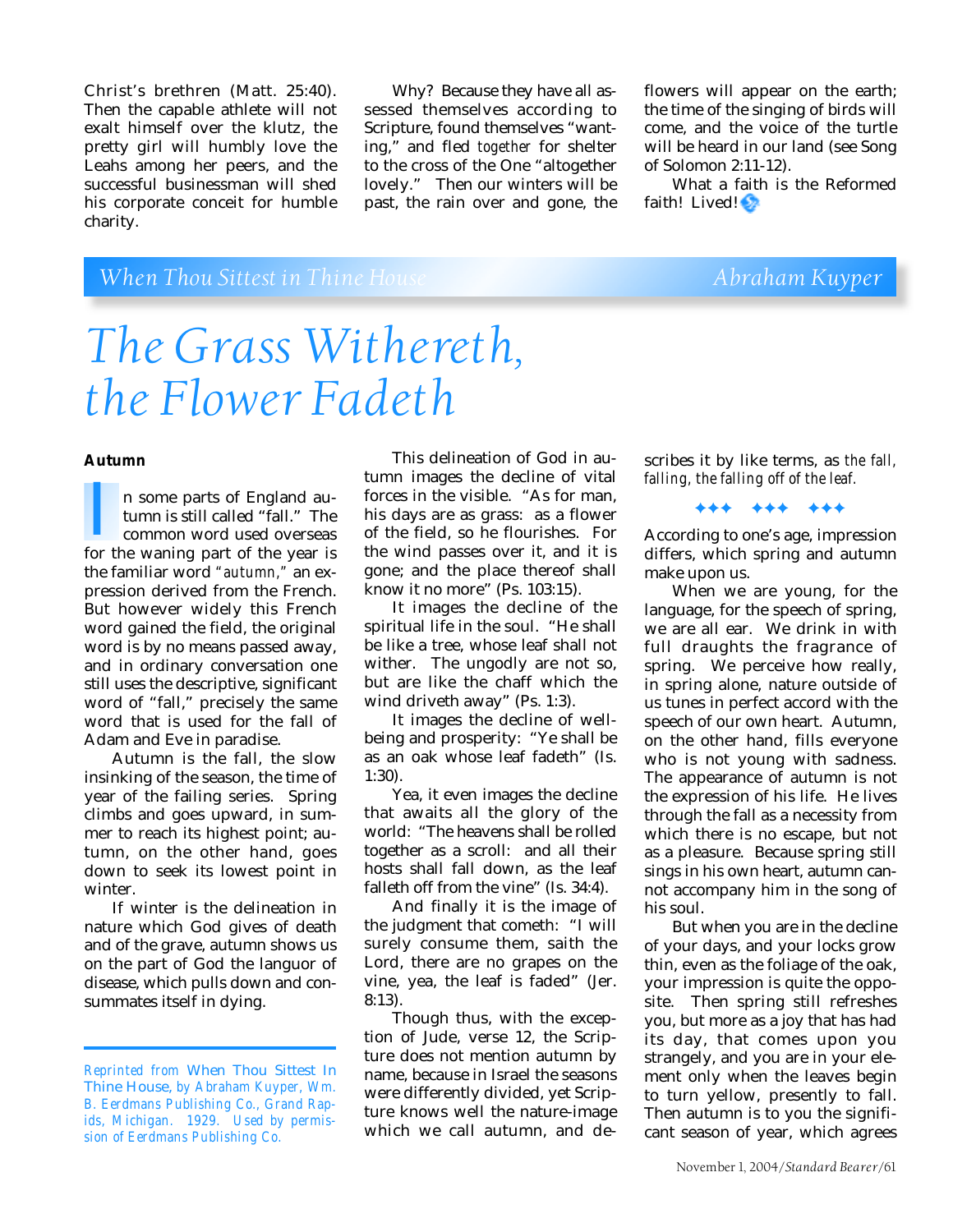Christ's brethren (Matt. 25:40). Then the capable athlete will not exalt himself over the klutz, the pretty girl will humbly love the Leahs among her peers, and the successful businessman will shed his corporate conceit for humble charity.

Why? Because they have all assessed themselves according to Scripture, found themselves "wanting," and fled *together* for shelter to the cross of the One "altogether lovely." Then our winters will be past, the rain over and gone, the flowers will appear on the earth; the time of the singing of birds will come, and the voice of the turtle will be heard in our land (see Song of Solomon 2:11-12).

What a faith is the Reformed faith! Lived!

*When Thou Sittest in Thine House* — *Abraham Kuyper*

# *The Grass Withereth, the Flower Fadeth*

**Autumn**

In some parts of England autumn is still called "fall." The common word used overseas for the waning part of the year is the familiar word *"autumn,"* an expression derived from the French. But however widely this French word gained the field, the original word is by no means passed away, and in ordinary conversation one still uses the descriptive, significant word of "fall," precisely the same word that is used for the fall of Adam and Eve in paradise.

Autumn is the fall, the slow insinking of the season, the time of year of the failing series. Spring climbs and goes upward, in summer to reach its highest point; autumn, on the other hand, goes down to seek its lowest point in winter.

If winter is the delineation in nature which God gives of death and of the grave, autumn shows us on the part of God the languor of disease, which pulls down and consummates itself in dying.

This delineation of God in autumn images the decline of vital forces in the visible. "As for man, his days are as grass: as a flower of the field, so he flourishes. For the wind passes over it, and it is gone; and the place thereof shall know it no more" (Ps. 103:15).

It images the decline of the spiritual life in the soul. "He shall be like a tree, whose leaf shall not wither. The ungodly are not so, but are like the chaff which the wind driveth away" (Ps. 1:3).

It images the decline of well-being and prosperity: "Ye shall be as an oak whose leaf fadeth" (Is. 1:30).

Yea, it even images the decline that awaits all the glory of the world: "The heavens shall be rolled together as a scroll: and all their hosts shall fall down, as the leaf falleth off from the vine" (Is. 34:4).

And finally it is the image of the judgment that cometh: "I will surely consume them, saith the Lord, there are no grapes on the vine, yea, the leaf is faded" (Jer. 8:13).

Though thus, with the exception of Jude, verse 12, the Scripture does not mention autumn by name, because in Israel the seasons were differently divided, yet Scripture knows well the nature-image which we call autumn, and describes it by like terms, as *the fall, falling, the falling off of the leaf.*

✦✦✦ ✦✦✦ ✦✦✦

According to one's age, impression differs, which spring and autumn make upon us.

When we are young, for the language, for the speech of spring, we are all ear. We drink in with full draughts the fragrance of spring. We perceive how really, in spring alone, nature outside of us tunes in perfect accord with the speech of our own heart. Autumn, on the other hand, fills everyone who is not young with sadness. The appearance of autumn is not the expression of his life. He lives through the fall as a necessity from which there is no escape, but not as a pleasure. Because spring still sings in his own heart, autumn cannot accompany him in the song of his soul.

But when you are in the decline of your days, and your locks grow thin, even as the foliage of the oak, your impression is quite the opposite. Then spring still refreshes you, but more as a joy that has had its day, that comes upon you strangely, and you are in your element only when the leaves begin to turn yellow, presently to fall. Then autumn is to you the significant season of year, which agrees

---

*Reprinted from* When Thou Sittest In Thine House, *by Abraham Kuyper, Wm. B. Eerdmans Publishing Co., Grand Rapids, Michigan. 1929. Used by permission of Eerdmans Publishing Co.*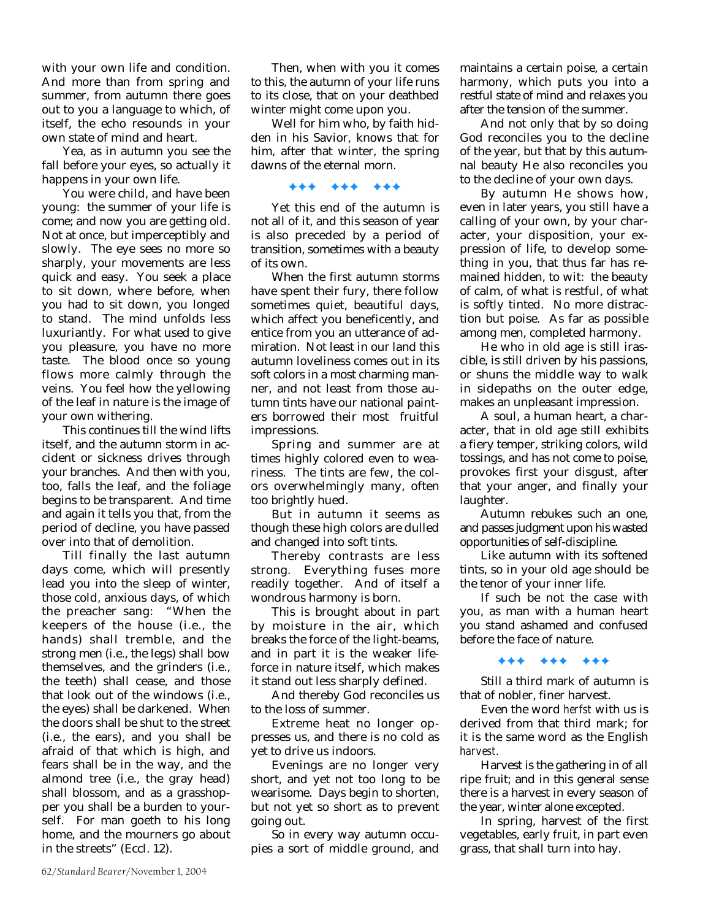with your own life and condition. And more than from spring and summer, from autumn there goes out to you a language to which, of itself, the echo resounds in your own state of mind and heart.

Yea, as in autumn you see the fall before your eyes, so actually it happens in your own life.

You were child, and have been young: the summer of your life is come; and now you are getting old. Not at once, but imperceptibly and slowly. The eye sees no more so sharply, your movements are less quick and easy. You seek a place to sit down, where before, when you had to sit down, you longed to stand. The mind unfolds less luxuriantly. For what used to give you pleasure, you have no more taste. The blood once so young flows more calmly through the veins. You feel how the yellowing of the leaf in nature is the image of your own withering.

This continues till the wind lifts itself, and the autumn storm in accident or sickness drives through your branches. And then with you, too, falls the leaf, and the foliage begins to be transparent. And time and again it tells you that, from the period of decline, you have passed over into that of demolition.

Till finally the last autumn days come, which will presently lead you into the sleep of winter, those cold, anxious days, of which the preacher sang: "When the keepers of the house (i.e., the hands) shall tremble, and the strong men (i.e., the legs) shall bow themselves, and the grinders (i.e., the teeth) shall cease, and those that look out of the windows (i.e., the eyes) shall be darkened. When the doors shall be shut to the street (i.e., the ears), and you shall be afraid of that which is high, and fears shall be in the way, and the almond tree (i.e., the gray head) shall blossom, and as a grasshopper you shall be a burden to yourself. For man goeth to his long home, and the mourners go about in the streets" (Eccl. 12).

Then, when with you it comes to this, the autumn of your life runs to its close, that on your deathbed winter might come upon you.

Well for him who, by faith hidden in his Savior, knows that for him, after that winter, the spring dawns of the eternal morn.

✦✦✦ ✦✦✦ ✦✦✦

Yet this end of the autumn is not all of it, and this season of year is also preceded by a period of transition, sometimes with a beauty of its own.

When the first autumn storms have spent their fury, there follow sometimes quiet, beautiful days, which affect you beneficently, and entice from you an utterance of admiration. Not least in our land this autumn loveliness comes out in its soft colors in a most charming manner, and not least from those autumn tints have our national painters borrowed their most fruitful impressions.

Spring and summer are at times highly colored even to weariness. The tints are few, the colors overwhelmingly many, often too brightly hued.

But in autumn it seems as though these high colors are dulled and changed into soft tints.

Thereby contrasts are less strong. Everything fuses more readily together. And of itself a wondrous harmony is born.

This is brought about in part by moisture in the air, which breaks the force of the light-beams, and in part it is the weaker life-force in nature itself, which makes it stand out less sharply defined.

And thereby God reconciles us to the loss of summer.

Extreme heat no longer oppresses us, and there is no cold as yet to drive us indoors.

Evenings are no longer very short, and yet not too long to be wearisome. Days begin to shorten, but not yet so short as to prevent going out.

So in every way autumn occupies a sort of middle ground, and maintains a certain poise, a certain harmony, which puts you into a restful state of mind and relaxes you after the tension of the summer.

And not only that by so doing God reconciles you to the decline of the year, but that by this autumnal beauty He also reconciles you to the decline of your own days.

By autumn He shows how, even in later years, you still have a calling of your own, by your character, your disposition, your expression of life, to develop something in you, that thus far has remained hidden, to wit: the beauty of calm, of what is restful, of what is softly tinted. No more distraction but poise. As far as possible among men, completed harmony.

He who in old age is still irascible, is still driven by his passions, or shuns the middle way to walk in sidepaths on the outer edge, makes an unpleasant impression.

A soul, a human heart, a character, that in old age still exhibits a fiery temper, striking colors, wild tossings, and has not come to poise, provokes first your disgust, after that your anger, and finally your laughter.

Autumn rebukes such an one, and passes judgment upon his wasted opportunities of self-discipline.

Like autumn with its softened tints, so in your old age should be the tenor of your inner life.

If such be not the case with you, as man with a human heart you stand ashamed and confused before the face of nature.

✦✦✦ ✦✦✦ ✦✦✦

Still a third mark of autumn is that of nobler, finer harvest.

Even the word *herfst* with us is derived from that third mark; for it is the same word as the English *harvest.*

Harvest is the gathering in of all ripe fruit; and in this general sense there is a harvest in every season of the year, winter alone excepted.

In spring, harvest of the first vegetables, early fruit, in part even grass, that shall turn into hay.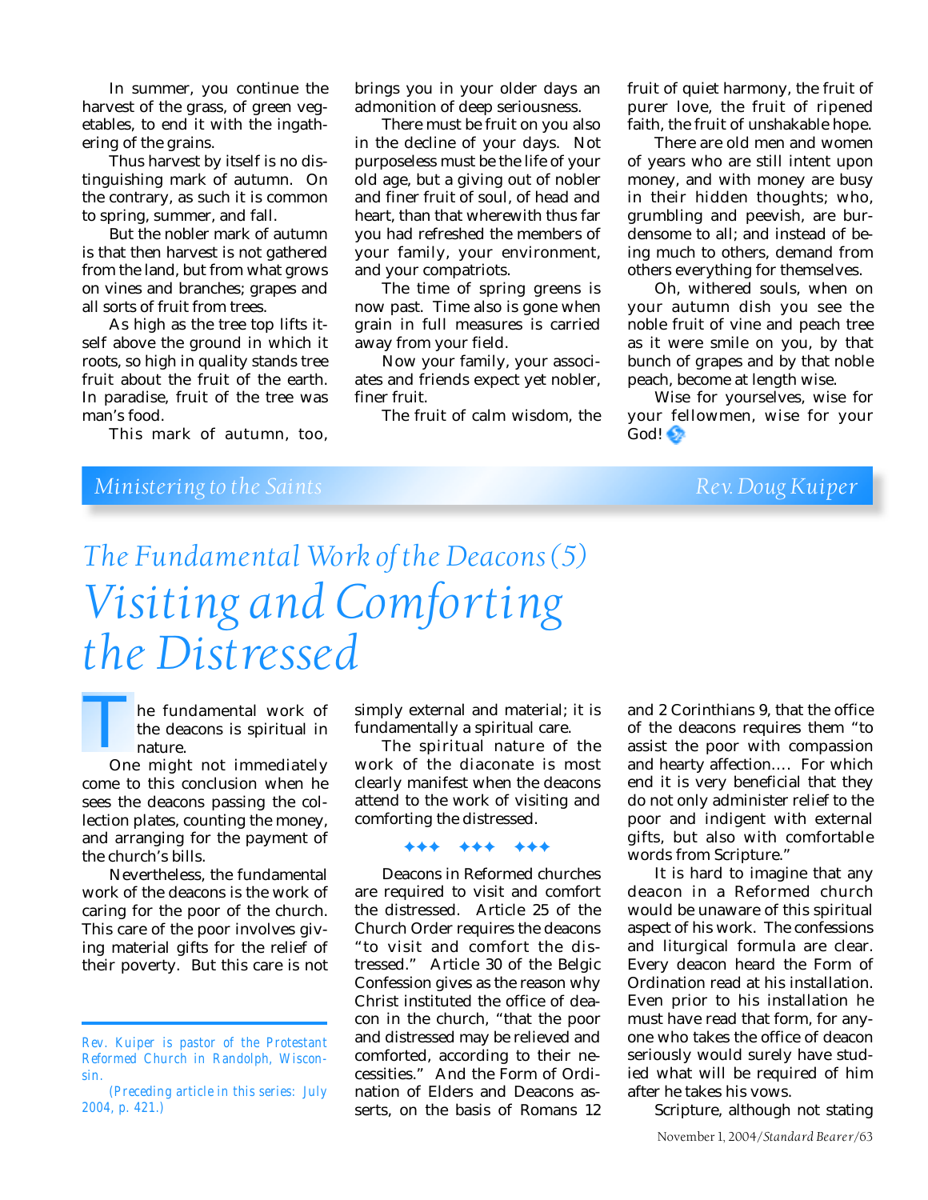In summer, you continue the harvest of the grass, of green vegetables, to end it with the ingathering of the grains.

Thus harvest by itself is no distinguishing mark of autumn. On the contrary, as such it is common to spring, summer, and fall.

But the nobler mark of autumn is that then harvest is not gathered from the land, but from what grows on vines and branches; grapes and all sorts of fruit from trees.

As high as the tree top lifts itself above the ground in which it roots, so high in quality stands tree fruit about the fruit of the earth. In paradise, fruit of the tree was man's food.

This mark of autumn, too, brings you in your older days an admonition of deep seriousness.

There must be fruit on you also in the decline of your days. Not purposeless must be the life of your old age, but a giving out of nobler and finer fruit of soul, of head and heart, than that wherewith thus far you had refreshed the members of your family, your environment, and your compatriots.

The time of spring greens is now past. Time also is gone when grain in full measures is carried away from your field.

Now your family, your associates and friends expect yet nobler, finer fruit.

The fruit of calm wisdom, the fruit of quiet harmony, the fruit of purer love, the fruit of ripened faith, the fruit of unshakable hope.

There are old men and women of years who are still intent upon money, and with money are busy in their hidden thoughts; who, grumbling and peevish, are burdensome to all; and instead of being much to others, demand from others everything for themselves.

Oh, withered souls, when on your autumn dish you see the noble fruit of vine and peach tree as it were smile on you, by that bunch of grapes and by that noble peach, become at length wise.

Wise for yourselves, wise for your fellowmen, wise for your God!

*Ministering to the Saints* — *Rev. Doug Kuiper*

## *The Fundamental Work of the Deacons (5)*

# *Visiting and Comforting the Distressed*

The fundamental work of the deacons is spiritual in nature.

One might not immediately come to this conclusion when he sees the deacons passing the collection plates, counting the money, and arranging for the payment of the church's bills.

Nevertheless, the fundamental work of the deacons is the work of caring for the poor of the church. This care of the poor involves giving material gifts for the relief of their poverty. But this care is not simply external and material; it is fundamentally a spiritual care.

The spiritual nature of the work of the diaconate is most clearly manifest when the deacons attend to the work of visiting and comforting the distressed.

✦✦✦ ✦✦✦ ✦✦✦

Deacons in Reformed churches are required to visit and comfort the distressed. Article 25 of the Church Order requires the deacons "to visit and comfort the distressed." Article 30 of the Belgic Confession gives as the reason why Christ instituted the office of deacon in the church, "that the poor and distressed may be relieved and comforted, according to their necessities." And the Form of Ordination of Elders and Deacons asserts, on the basis of Romans 12 and 2 Corinthians 9, that the office of the deacons requires them "to assist the poor with compassion and hearty affection.... For which end it is very beneficial that they do not only administer relief to the poor and indigent with external gifts, but also with comfortable words from Scripture."

It is hard to imagine that any deacon in a Reformed church would be unaware of this spiritual aspect of his work. The confessions and liturgical formula are clear. Every deacon heard the Form of Ordination read at his installation. Even prior to his installation he must have read that form, for anyone who takes the office of deacon seriously would surely have studied what will be required of him after he takes his vows.

Scripture, although not stating

---

*Rev. Kuiper is pastor of the Protestant Reformed Church in Randolph, Wisconsin.*

*(Preceding article in this series: July 2004, p. 421.)*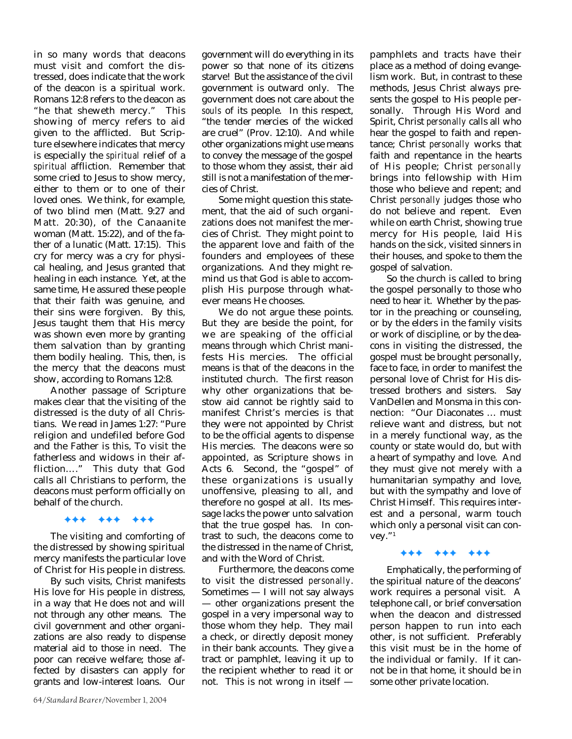in so many words that deacons must visit and comfort the distressed, does indicate that the work of the deacon is a spiritual work. Romans 12:8 refers to the deacon as "he that sheweth mercy." This showing of mercy refers to aid given to the afflicted. But Scripture elsewhere indicates that mercy is especially the *spiritual* relief of a *spiritual* affliction. Remember that some cried to Jesus to show mercy, either to them or to one of their loved ones. We think, for example, of two blind men (Matt. 9:27 and Matt. 20:30), of the Canaanite woman (Matt. 15:22), and of the father of a lunatic (Matt. 17:15). This cry for mercy was a cry for physical healing, and Jesus granted that healing in each instance. Yet, at the same time, He assured these people that their faith was genuine, and their sins were forgiven. By this, Jesus taught them that His mercy was shown even more by granting them salvation than by granting them bodily healing. This, then, is the mercy that the deacons must show, according to Romans 12:8.

Another passage of Scripture makes clear that the visiting of the distressed is the duty of all Christians. We read in James 1:27: "Pure religion and undefiled before God and the Father is this, To visit the fatherless and widows in their affliction...." This duty that God calls all Christians to perform, the deacons must perform officially on behalf of the church.

✦✦✦ ✦✦✦ ✦✦✦

The visiting and comforting of the distressed by showing spiritual mercy manifests the particular love of Christ for His people in distress.

By such visits, Christ manifests His love for His people in distress, in a way that He does not and will not through any other means. The civil government and other organizations are also ready to dispense material aid to those in need. The poor can receive welfare; those affected by disasters can apply for grants and low-interest loans. Our government will do everything in its power so that none of its citizens starve! But the assistance of the civil government is outward only. The government does not care about the *souls* of its people. In this respect, "the tender mercies of the wicked are cruel" (Prov. 12:10). And while other organizations might use means to convey the message of the gospel to those whom they assist, their aid still is not a manifestation of the mercies of Christ.

Some might question this statement, that the aid of such organizations does not manifest the mercies of Christ. They might point to the apparent love and faith of the founders and employees of these organizations. And they might remind us that God is able to accomplish His purpose through whatever means He chooses.

We do not argue these points. But they are beside the point, for we are speaking of the official means through which Christ manifests His mercies. The official means is that of the deacons in the instituted church. The first reason why other organizations that bestow aid cannot be rightly said to manifest Christ's mercies is that they were not appointed by Christ to be the official agents to dispense His mercies. The deacons were so appointed, as Scripture shows in Acts 6. Second, the "gospel" of these organizations is usually unoffensive, pleasing to all, and therefore no gospel at all. Its message lacks the power unto salvation that the true gospel has. In contrast to such, the deacons come to the distressed in the name of Christ, and with the Word of Christ.

Furthermore, the deacons come to visit the distressed *personally*. Sometimes — I will not say always — other organizations present the gospel in a very impersonal way to those whom they help. They mail a check, or directly deposit money in their bank accounts. They give a tract or pamphlet, leaving it up to the recipient whether to read it or not. This is not wrong in itself — pamphlets and tracts have their place as a method of doing evangelism work. But, in contrast to these methods, Jesus Christ always presents the gospel to His people personally. Through His Word and Spirit, Christ *personally* calls all who hear the gospel to faith and repentance; Christ *personally* works that faith and repentance in the hearts of His people; Christ *personally* brings into fellowship with Him those who believe and repent; and Christ *personally* judges those who do not believe and repent. Even while on earth Christ, showing true mercy for His people, laid His hands on the sick, visited sinners in their houses, and spoke to them the gospel of salvation.

So the church is called to bring the gospel personally to those who need to hear it. Whether by the pastor in the preaching or counseling, or by the elders in the family visits or work of discipline, or by the deacons in visiting the distressed, the gospel must be brought personally, face to face, in order to manifest the personal love of Christ for His distressed brothers and sisters. Say VanDellen and Monsma in this connection: "Our Diaconates ... must relieve want and distress, but not in a merely functional way, as the county or state would do, but with a heart of sympathy and love. And they must give not merely with a humanitarian sympathy and love, but with the sympathy and love of Christ Himself. This requires interest and a personal, warm touch which only a personal visit can convey."[1]

✦✦✦ ✦✦✦ ✦✦✦

Emphatically, the performing of the spiritual nature of the deacons' work requires a personal visit. A telephone call, or brief conversation when the deacon and distressed person happen to run into each other, is not sufficient. Preferably this visit must be in the home of the individual or family. If it cannot be in that home, it should be in some other private location.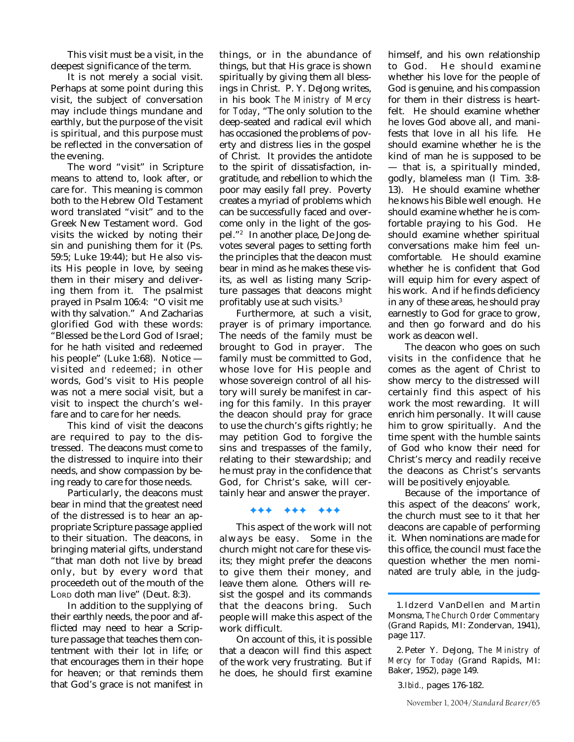This visit must be a visit, in the deepest significance of the term.

It is not merely a social visit. Perhaps at some point during this visit, the subject of conversation may include things mundane and earthly, but the purpose of the visit is spiritual, and this purpose must be reflected in the conversation of the evening.

The word "visit" in Scripture means to attend to, look after, or care for. This meaning is common both to the Hebrew Old Testament word translated "visit" and to the Greek New Testament word. God visits the wicked by noting their sin and punishing them for it (Ps. 59:5; Luke 19:44); but He also visits His people in love, by seeing them in their misery and delivering them from it. The psalmist prayed in Psalm 106:4: "O visit me with thy salvation." And Zacharias glorified God with these words: "Blessed be the Lord God of Israel; for he hath visited and redeemed his people" (Luke 1:68). Notice — visited *and redeemed*; in other words, God's visit to His people was not a mere social visit, but a visit to inspect the church's welfare and to care for her needs.

This kind of visit the deacons are required to pay to the distressed. The deacons must come to the distressed to inquire into their needs, and show compassion by being ready to care for those needs.

Particularly, the deacons must bear in mind that the greatest need of the distressed is to hear an appropriate Scripture passage applied to their situation. The deacons, in bringing material gifts, understand "that man doth not live by bread only, but by every word that proceedeth out of the mouth of the LORD doth man live" (Deut. 8:3).

In addition to the supplying of their earthly needs, the poor and afflicted may need to hear a Scripture passage that teaches them contentment with their lot in life; or that encourages them in their hope for heaven; or that reminds them that God's grace is not manifest in things, or in the abundance of things, but that His grace is shown spiritually by giving them all blessings in Christ. P. Y. DeJong writes, in his book *The Ministry of Mercy for Today*, "The only solution to the deep-seated and radical evil which has occasioned the problems of poverty and distress lies in the gospel of Christ. It provides the antidote to the spirit of dissatisfaction, ingratitude, and rebellion to which the poor may easily fall prey. Poverty creates a myriad of problems which can be successfully faced and overcome only in the light of the gospel."[2] In another place, De Jong devotes several pages to setting forth the principles that the deacon must bear in mind as he makes these visits, as well as listing many Scripture passages that deacons might profitably use at such visits.[3]

Furthermore, at such a visit, prayer is of primary importance. The needs of the family must be brought to God in prayer. The family must be committed to God, whose love for His people and whose sovereign control of all history will surely be manifest in caring for this family. In this prayer the deacon should pray for grace to use the church's gifts rightly; he may petition God to forgive the sins and trespasses of the family, relating to their stewardship; and he must pray in the confidence that God, for Christ's sake, will certainly hear and answer the prayer.

✦✦✦ ✦✦✦ ✦✦✦

This aspect of the work will not always be easy. Some in the church might not care for these visits; they might prefer the deacons to give them their money, and leave them alone. Others will resist the gospel and its commands that the deacons bring. Such people will make this aspect of the work difficult.

On account of this, it is possible that a deacon will find this aspect of the work very frustrating. But if he does, he should first examine himself, and his own relationship to God. He should examine whether his love for the people of God is genuine, and his compassion for them in their distress is heartfelt. He should examine whether he loves God above all, and manifests that love in all his life. He should examine whether he is the kind of man he is supposed to be — that is, a spiritually minded, godly, blameless man (I Tim. 3:8-13). He should examine whether he knows his Bible well enough. He should examine whether he is comfortable praying to his God. He should examine whether spiritual conversations make him feel uncomfortable. He should examine whether he is confident that God will equip him for every aspect of his work. And if he finds deficiency in any of these areas, he should pray earnestly to God for grace to grow, and then go forward and do his work as deacon well.

The deacon who goes on such visits in the confidence that he comes as the agent of Christ to show mercy to the distressed will certainly find this aspect of his work the most rewarding. It will enrich him personally. It will cause him to grow spiritually. And the time spent with the humble saints of God who know their need for Christ's mercy and readily receive the deacons as Christ's servants will be positively enjoyable.

Because of the importance of this aspect of the deacons' work, the church must see to it that her deacons are capable of performing it. When nominations are made for this office, the council must face the question whether the men nominated are truly able, in the judg-

---

1. Idzerd VanDellen and Martin Monsma, *The Church Order Commentary* (Grand Rapids, MI: Zondervan, 1941), page 117.

2. Peter Y. DeJong, *The Ministry of Mercy for Today* (Grand Rapids, MI: Baker, 1952), page 149.

3. *Ibid.*, pages 176-182.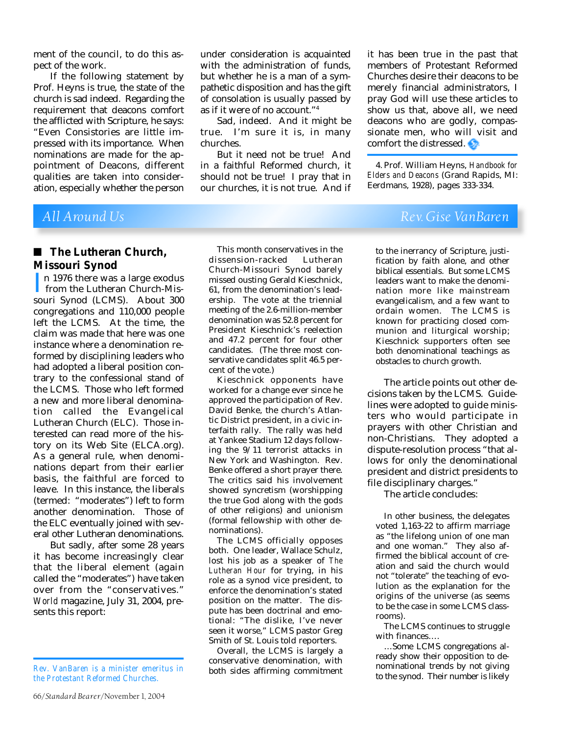ment of the council, to do this aspect of the work.

If the following statement by Prof. Heyns is true, the state of the church is sad indeed. Regarding the requirement that deacons comfort the afflicted with Scripture, he says: "Even Consistories are little impressed with its importance. When nominations are made for the appointment of Deacons, different qualities are taken into consideration, especially whether the person under consideration is acquainted with the administration of funds, but whether he is a man of a sympathetic disposition and has the gift of consolation is usually passed by as if it were of no account."[4]

Sad, indeed. And it might be true. I'm sure it is, in many churches.

But it need not be true! And in a faithful Reformed church, it should not be true! I pray that in our churches, it is not true. And if it has been true in the past that members of Protestant Reformed Churches desire their deacons to be merely financial administrators, I pray God will use these articles to show us that, above all, we need deacons who are godly, compassionate men, who will visit and comfort the distressed.

4. Prof. William Heyns, *Handbook for Elders and Deacons* (Grand Rapids, MI: Eerdmans, 1928), pages 333-334.

## *All Around Us* — *Rev. Gise VanBaren*

### The Lutheran Church, Missouri Synod

In 1976 there was a large exodus from the Lutheran Church-Missouri Synod (LCMS). About 300 congregations and 110,000 people left the LCMS. At the time, the claim was made that here was one instance where a denomination reformed by disciplining leaders who had adopted a liberal position contrary to the confessional stand of the LCMS. Those who left formed a new and more liberal denomination called the Evangelical Lutheran Church (ELC). Those interested can read more of the history on its Web Site (ELCA.org). As a general rule, when denominations depart from their earlier basis, the faithful are forced to leave. In this instance, the liberals (termed: "moderates") left to form another denomination. Those of the ELC eventually joined with several other Lutheran denominations.

But sadly, after some 28 years it has become increasingly clear that the liberal element (again called the "moderates") have taken over from the "conservatives." *World* magazine, July 31, 2004, presents this report:

> This month conservatives in the dissension-racked Lutheran Church-Missouri Synod barely missed ousting Gerald Kieschnick, 61, from the denomination's leadership. The vote at the triennial meeting of the 2.6-million-member denomination was 52.8 percent for President Kieschnick's reelection and 47.2 percent for four other candidates. (The three most conservative candidates split 46.5 percent of the vote.)
>
> Kieschnick opponents have worked for a change ever since he approved the participation of Rev. David Benke, the church's Atlantic District president, in a civic interfaith rally. The rally was held at Yankee Stadium 12 days following the 9/11 terrorist attacks in New York and Washington. Rev. Benke offered a short prayer there. The critics said his involvement showed syncretism (worshipping the true God along with the gods of other religions) and unionism (formal fellowship with other denominations).
>
> The LCMS officially opposes both. One leader, Wallace Schulz, lost his job as a speaker of *The Lutheran Hour* for trying, in his role as a synod vice president, to enforce the denomination's stated position on the matter. The dispute has been doctrinal and emotional: "The dislike, I've never seen it worse," LCMS pastor Greg Smith of St. Louis told reporters.
>
> Overall, the LCMS is largely a conservative denomination, with both sides affirming commitment to the inerrancy of Scripture, justification by faith alone, and other biblical essentials. But some LCMS leaders want to make the denomination more like mainstream evangelicalism, and a few want to ordain women. The LCMS is known for practicing closed communion and liturgical worship; Kieschnick supporters often see both denominational teachings as obstacles to church growth.

The article points out other decisions taken by the LCMS. Guidelines were adopted to guide ministers who would participate in prayers with other Christian and non-Christians. They adopted a dispute-resolution process "that allows for only the denominational president and district presidents to file disciplinary charges."

The article concludes:

> In other business, the delegates voted 1,163-22 to affirm marriage as "the lifelong union of one man and one woman." They also affirmed the biblical account of creation and said the church would not "tolerate" the teaching of evolution as the explanation for the origins of the universe (as seems to be the case in some LCMS classrooms).
>
> The LCMS continues to struggle with finances….
>
> …Some LCMS congregations already show their opposition to denominational trends by not giving to the synod. Their number is likely

*Rev. VanBaren is a minister emeritus in the Protestant Reformed Churches.*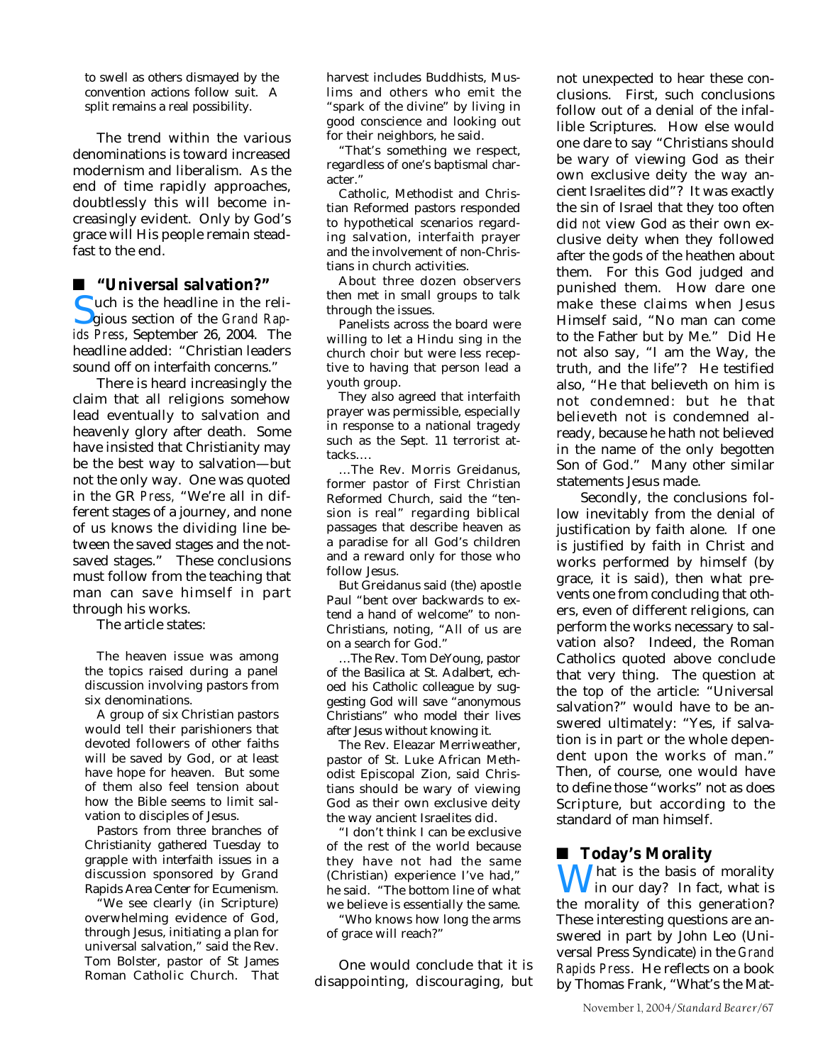to swell as others dismayed by the convention actions follow suit. A split remains a real possibility.

The trend within the various denominations is toward increased modernism and liberalism. As the end of time rapidly approaches, doubtlessly this will become increasingly evident. Only by God's grace will His people remain steadfast to the end.

## ■ "Universal salvation?"

Such is the headline in the religious section of the *Grand Rapids Press*, September 26, 2004. The headline added: "Christian leaders sound off on interfaith concerns."

There is heard increasingly the claim that all religions somehow lead eventually to salvation and heavenly glory after death. Some have insisted that Christianity may be the best way to salvation—but not the only way. One was quoted in the GR *Press,* "We're all in different stages of a journey, and none of us knows the dividing line between the saved stages and the not-saved stages." These conclusions must follow from the teaching that man can save himself in part through his works.

The article states:

> The heaven issue was among the topics raised during a panel discussion involving pastors from six denominations.
>
> A group of six Christian pastors would tell their parishioners that devoted followers of other faiths will be saved by God, or at least have hope for heaven. But some of them also feel tension about how the Bible seems to limit salvation to disciples of Jesus.
>
> Pastors from three branches of Christianity gathered Tuesday to grapple with interfaith issues in a discussion sponsored by Grand Rapids Area Center for Ecumenism.
>
> "We see clearly (in Scripture) overwhelming evidence of God, through Jesus, initiating a plan for universal salvation," said the Rev. Tom Bolster, pastor of St James Roman Catholic Church. That harvest includes Buddhists, Muslims and others who emit the "spark of the divine" by living in good conscience and looking out for their neighbors, he said.
>
> "That's something we respect, regardless of one's baptismal character."
>
> Catholic, Methodist and Christian Reformed pastors responded to hypothetical scenarios regarding salvation, interfaith prayer and the involvement of non-Christians in church activities.
>
> About three dozen observers then met in small groups to talk through the issues.
>
> Panelists across the board were willing to let a Hindu sing in the church choir but were less receptive to having that person lead a youth group.
>
> They also agreed that interfaith prayer was permissible, especially in response to a national tragedy such as the Sept. 11 terrorist attacks....
>
> ...The Rev. Morris Greidanus, former pastor of First Christian Reformed Church, said the "tension is real" regarding biblical passages that describe heaven as a paradise for all God's children and a reward only for those who follow Jesus.
>
> But Greidanus said (the) apostle Paul "bent over backwards to extend a hand of welcome" to non-Christians, noting, "All of us are on a search for God."
>
> ...The Rev. Tom DeYoung, pastor of the Basilica at St. Adalbert, echoed his Catholic colleague by suggesting God will save "anonymous Christians" who model their lives after Jesus without knowing it.
>
> The Rev. Eleazar Merriweather, pastor of St. Luke African Methodist Episcopal Zion, said Christians should be wary of viewing God as their own exclusive deity the way ancient Israelites did.
>
> "I don't think I can be exclusive of the rest of the world because they have not had the same (Christian) experience I've had," he said. "The bottom line of what we believe is essentially the same.
>
> "Who knows how long the arms of grace will reach?"

One would conclude that it is disappointing, discouraging, but not unexpected to hear these conclusions. First, such conclusions follow out of a denial of the infallible Scriptures. How else would one dare to say "Christians should be wary of viewing God as their own exclusive deity the way ancient Israelites did"? It was exactly the sin of Israel that they too often did *not* view God as their own exclusive deity when they followed after the gods of the heathen about them. For this God judged and punished them. How dare one make these claims when Jesus Himself said, "No man can come to the Father but by Me." Did He not also say, "I am the Way, the truth, and the life"? He testified also, "He that believeth on him is not condemned: but he that believeth not is condemned already, because he hath not believed in the name of the only begotten Son of God." Many other similar statements Jesus made.

Secondly, the conclusions follow inevitably from the denial of justification by faith alone. If one is justified by faith in Christ and works performed by himself (by grace, it is said), then what prevents one from concluding that others, even of different religions, can perform the works necessary to salvation also? Indeed, the Roman Catholics quoted above conclude that very thing. The question at the top of the article: "Universal salvation?" would have to be answered ultimately: "Yes, if salvation is in part or the whole dependent upon the works of man." Then, of course, one would have to define those "works" not as does Scripture, but according to the standard of man himself.

## ■ Today's Morality

What is the basis of morality in our day? In fact, what is the morality of this generation? These interesting questions are answered in part by John Leo (Universal Press Syndicate) in the *Grand Rapids Press*. He reflects on a book by Thomas Frank, "What's the Mat-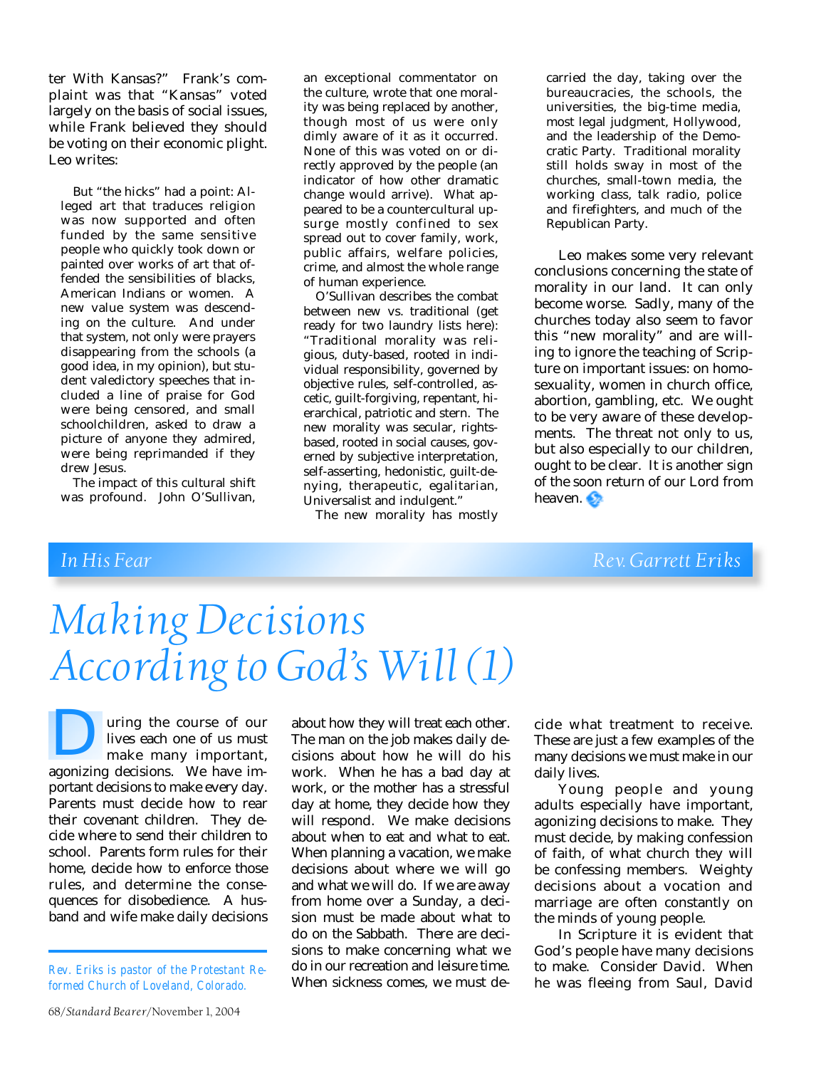ter With Kansas?" Frank's complaint was that "Kansas" voted largely on the basis of social issues, while Frank believed they should be voting on their economic plight. Leo writes:

> But "the hicks" had a point: Alleged art that traduces religion was now supported and often funded by the same sensitive people who quickly took down or painted over works of art that offended the sensibilities of blacks, American Indians or women. A new value system was descending on the culture. And under that system, not only were prayers disappearing from the schools (a good idea, in my opinion), but student valedictory speeches that included a line of praise for God were being censored, and small schoolchildren, asked to draw a picture of anyone they admired, were being reprimanded if they drew Jesus.
>
> The impact of this cultural shift was profound. John O'Sullivan, an exceptional commentator on the culture, wrote that one morality was being replaced by another, though most of us were only dimly aware of it as it occurred. None of this was voted on or directly approved by the people (an indicator of how other dramatic change would arrive). What appeared to be a countercultural upsurge mostly confined to sex spread out to cover family, work, public affairs, welfare policies, crime, and almost the whole range of human experience.
>
> O'Sullivan describes the combat between new vs. traditional (get ready for two laundry lists here): "Traditional morality was religious, duty-based, rooted in individual responsibility, governed by objective rules, self-controlled, ascetic, guilt-forgiving, repentant, hierarchical, patriotic and stern. The new morality was secular, rights-based, rooted in social causes, governed by subjective interpretation, self-asserting, hedonistic, guilt-denying, therapeutic, egalitarian, Universalist and indulgent."
>
> The new morality has mostly carried the day, taking over the bureaucracies, the schools, the universities, the big-time media, most legal judgment, Hollywood, and the leadership of the Democratic Party. Traditional morality still holds sway in most of the churches, small-town media, the working class, talk radio, police and firefighters, and much of the Republican Party.

Leo makes some very relevant conclusions concerning the state of morality in our land. It can only become worse. Sadly, many of the churches today also seem to favor this "new morality" and are willing to ignore the teaching of Scripture on important issues: on homosexuality, women in church office, abortion, gambling, etc. We ought to be very aware of these developments. The threat not only to us, but also especially to our children, ought to be clear. It is another sign of the soon return of our Lord from heaven.

*In His Fear* — *Rev. Garrett Eriks*

# Making Decisions According to God's Will (1)

During the course of our lives each one of us must make many important, agonizing decisions. We have important decisions to make every day. Parents must decide how to rear their covenant children. They decide where to send their children to school. Parents form rules for their home, decide how to enforce those rules, and determine the consequences for disobedience. A husband and wife make daily decisions about how they will treat each other. The man on the job makes daily decisions about how he will do his work. When he has a bad day at work, or the mother has a stressful day at home, they decide how they will respond. We make decisions about when to eat and what to eat. When planning a vacation, we make decisions about where we will go and what we will do. If we are away from home over a Sunday, a decision must be made about what to do on the Sabbath. There are decisions to make concerning what we do in our recreation and leisure time. When sickness comes, we must decide what treatment to receive. These are just a few examples of the many decisions we must make in our daily lives.

Young people and young adults especially have important, agonizing decisions to make. They must decide, by making confession of faith, of what church they will be confessing members. Weighty decisions about a vocation and marriage are often constantly on the minds of young people.

In Scripture it is evident that God's people have many decisions to make. Consider David. When he was fleeing from Saul, David

*Rev. Eriks is pastor of the Protestant Reformed Church of Loveland, Colorado.*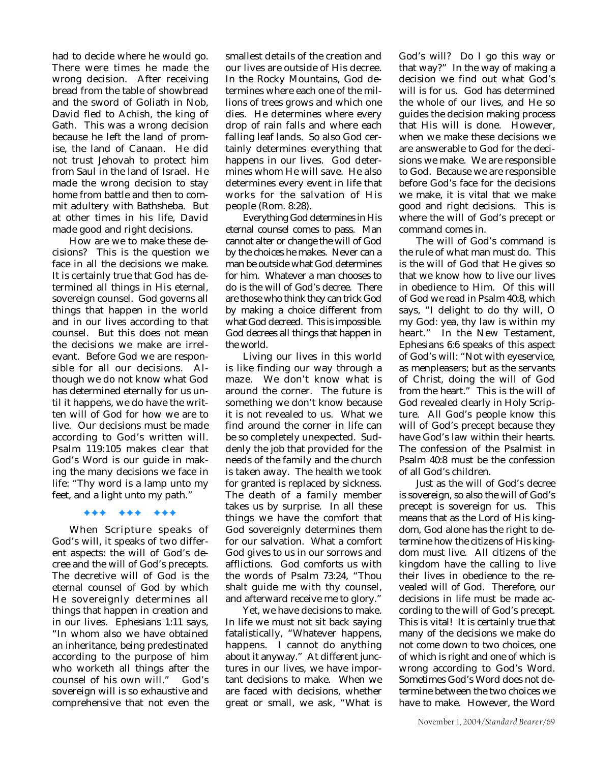had to decide where he would go. There were times he made the wrong decision. After receiving bread from the table of showbread and the sword of Goliath in Nob, David fled to Achish, the king of Gath. This was a wrong decision because he left the land of promise, the land of Canaan. He did not trust Jehovah to protect him from Saul in the land of Israel. He made the wrong decision to stay home from battle and then to commit adultery with Bathsheba. But at other times in his life, David made good and right decisions.

How are we to make these decisions? This is the question we face in all the decisions we make. It is certainly true that God has determined all things in His eternal, sovereign counsel. God governs all things that happen in the world and in our lives according to that counsel. But this does not mean the decisions we make are irrelevant. Before God we are responsible for all our decisions. Although we do not know what God has determined eternally for us until it happens, we do have the written will of God for how we are to live. Our decisions must be made according to God's written will. Psalm 119:105 makes clear that God's Word is our guide in making the many decisions we face in life: "Thy word is a lamp unto my feet, and a light unto my path."

+++ +++ +++

When Scripture speaks of God's will, it speaks of two different aspects: the will of God's decree and the will of God's precepts. The decretive will of God is the eternal counsel of God by which He sovereignly determines all things that happen in creation and in our lives. Ephesians 1:11 says, "In whom also we have obtained an inheritance, being predestinated according to the purpose of him who worketh all things after the counsel of his own will." God's sovereign will is so exhaustive and comprehensive that not even the smallest details of the creation and our lives are outside of His decree. In the Rocky Mountains, God determines where each one of the millions of trees grows and which one dies. He determines where every drop of rain falls and where each falling leaf lands. So also God certainly determines everything that happens in our lives. God determines whom He will save. He also determines every event in life that works for the salvation of His people (Rom. 8:28).

Everything God determines in His eternal counsel comes to pass. Man cannot alter or change the will of God by the choices he makes. Never can a man be outside what God determines for him. Whatever a man chooses to do is the will of God's decree. There are those who think they can trick God by making a choice different from what God decreed. This is impossible. God decrees all things that happen in the world.

Living our lives in this world is like finding our way through a maze. We don't know what is around the corner. The future is something we don't know because it is not revealed to us. What we find around the corner in life can be so completely unexpected. Suddenly the job that provided for the needs of the family and the church is taken away. The health we took for granted is replaced by sickness. The death of a family member takes us by surprise. In all these things we have the comfort that God sovereignly determines them for our salvation. What a comfort God gives to us in our sorrows and afflictions. God comforts us with the words of Psalm 73:24, "Thou shalt guide me with thy counsel, and afterward receive me to glory."

Yet, we have decisions to make. In life we must not sit back saying fatalistically, "Whatever happens, happens. I cannot do anything about it anyway." At different junctures in our lives, we have important decisions to make. When we are faced with decisions, whether great or small, we ask, "What is God's will? Do I go this way or that way?" In the way of making a decision we find out what God's will is for us. God has determined the whole of our lives, and He so guides the decision making process that His will is done. However, when we make these decisions we are answerable to God for the decisions we make. We are responsible to God. Because we are responsible before God's face for the decisions we make, it is vital that we make good and right decisions. This is where the will of God's precept or command comes in.

The will of God's command is the rule of what man must do. This is the will of God that He gives so that we know how to live our lives in obedience to Him. Of this will of God we read in Psalm 40:8, which says, "I delight to do thy will, O my God: yea, thy law is within my heart." In the New Testament, Ephesians 6:6 speaks of this aspect of God's will: "Not with eyeservice, as menpleasers; but as the servants of Christ, doing the will of God from the heart." This is the will of God revealed clearly in Holy Scripture. All God's people know this will of God's precept because they have God's law within their hearts. The confession of the Psalmist in Psalm 40:8 must be the confession of all God's children.

Just as the will of God's decree is sovereign, so also the will of God's precept is sovereign for us. This means that as the Lord of His kingdom, God alone has the right to determine how the citizens of His kingdom must live. All citizens of the kingdom have the calling to live their lives in obedience to the revealed will of God. Therefore, our decisions in life must be made according to the will of God's precept. This is vital! It is certainly true that many of the decisions we make do not come down to two choices, one of which is right and one of which is wrong according to God's Word. Sometimes God's Word does not determine between the two choices we have to make. However, the Word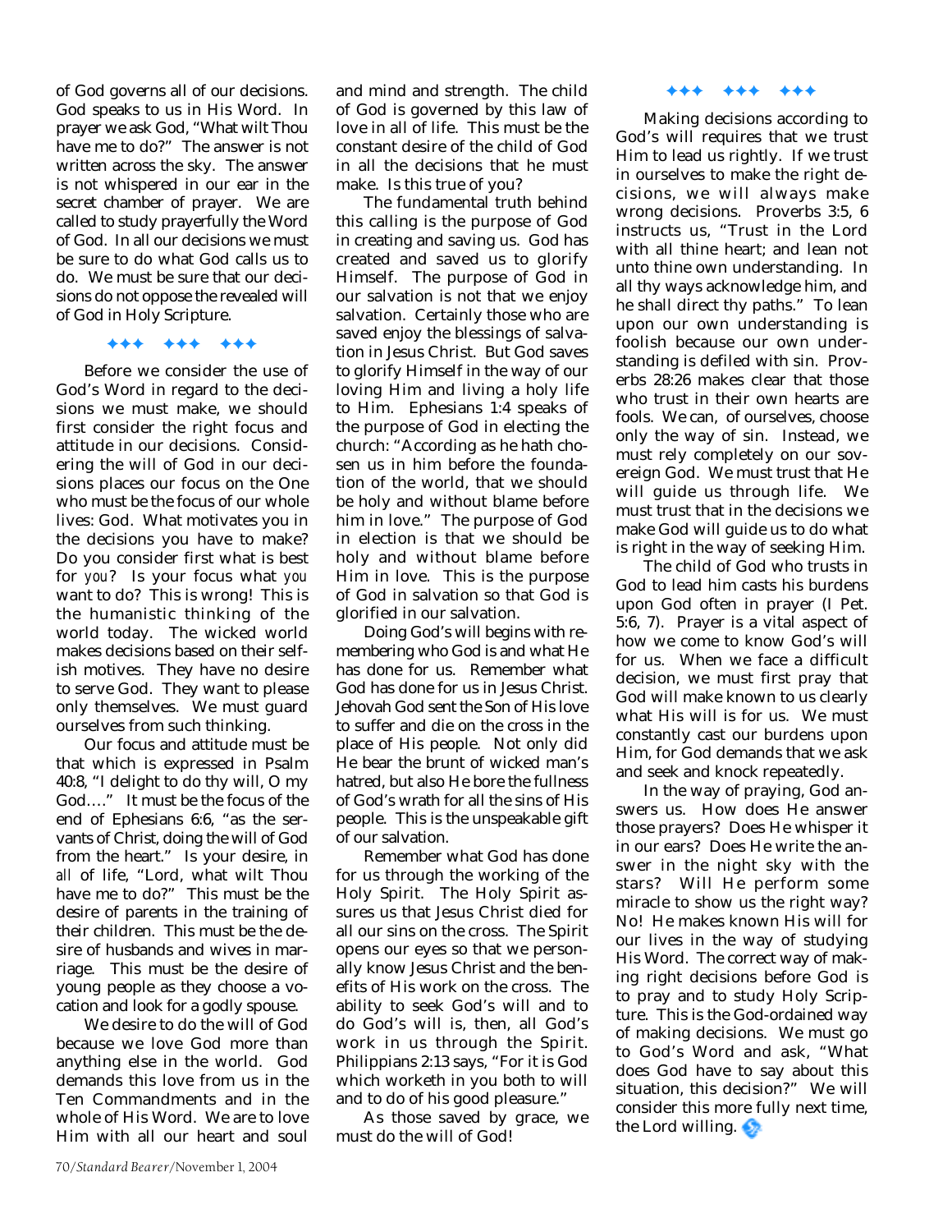of God governs all of our decisions. God speaks to us in His Word. In prayer we ask God, "What wilt Thou have me to do?" The answer is not written across the sky. The answer is not whispered in our ear in the secret chamber of prayer. We are called to study prayerfully the Word of God. In all our decisions we must be sure to do what God calls us to do. We must be sure that our decisions do not oppose the revealed will of God in Holy Scripture.

✦✦✦ ✦✦✦ ✦✦✦

Before we consider the use of God's Word in regard to the decisions we must make, we should first consider the right focus and attitude in our decisions. Considering the will of God in our decisions places our focus on the One who must be the focus of our whole lives: God. What motivates you in the decisions you have to make? Do you consider first what is best for *you*? Is your focus what *you* want to do? This is wrong! This is the humanistic thinking of the world today. The wicked world makes decisions based on their selfish motives. They have no desire to serve God. They want to please only themselves. We must guard ourselves from such thinking.

Our focus and attitude must be that which is expressed in Psalm 40:8, "I delight to do thy will, O my God…." It must be the focus of the end of Ephesians 6:6, "as the servants of Christ, doing the will of God from the heart." Is your desire, in *all* of life, "Lord, what wilt Thou have me to do?" This must be the desire of parents in the training of their children. This must be the desire of husbands and wives in marriage. This must be the desire of young people as they choose a vocation and look for a godly spouse.

We desire to do the will of God because we love God more than anything else in the world. God demands this love from us in the Ten Commandments and in the whole of His Word. We are to love Him with all our heart and soul and mind and strength. The child of God is governed by this law of love in all of life. This must be the constant desire of the child of God in all the decisions that he must make. Is this true of you?

The fundamental truth behind this calling is the purpose of God in creating and saving us. God has created and saved us to glorify Himself. The purpose of God in our salvation is not that we enjoy salvation. Certainly those who are saved enjoy the blessings of salvation in Jesus Christ. But God saves to glorify Himself in the way of our loving Him and living a holy life to Him. Ephesians 1:4 speaks of the purpose of God in electing the church: "According as he hath chosen us in him before the foundation of the world, that we should be holy and without blame before him in love." The purpose of God in election is that we should be holy and without blame before Him in love. This is the purpose of God in salvation so that God is glorified in our salvation.

Doing God's will begins with remembering who God is and what He has done for us. Remember what God has done for us in Jesus Christ. Jehovah God sent the Son of His love to suffer and die on the cross in the place of His people. Not only did He bear the brunt of wicked man's hatred, but also He bore the fullness of God's wrath for all the sins of His people. This is the unspeakable gift of our salvation.

Remember what God has done for us through the working of the Holy Spirit. The Holy Spirit assures us that Jesus Christ died for all our sins on the cross. The Spirit opens our eyes so that we personally know Jesus Christ and the benefits of His work on the cross. The ability to seek God's will and to do God's will is, then, all God's work in us through the Spirit. Philippians 2:13 says, "For it is God which worketh in you both to will and to do of his good pleasure."

As those saved by grace, we must do the will of God!

✦✦✦ ✦✦✦ ✦✦✦

Making decisions according to God's will requires that we trust Him to lead us rightly. If we trust in ourselves to make the right decisions, we will always make wrong decisions. Proverbs 3:5, 6 instructs us, "Trust in the Lord with all thine heart; and lean not unto thine own understanding. In all thy ways acknowledge him, and he shall direct thy paths." To lean upon our own understanding is foolish because our own understanding is defiled with sin. Proverbs 28:26 makes clear that those who trust in their own hearts are fools. We can, of ourselves, choose only the way of sin. Instead, we must rely completely on our sovereign God. We must trust that He will guide us through life. We must trust that in the decisions we make God will guide us to do what is right in the way of seeking Him.

The child of God who trusts in God to lead him casts his burdens upon God often in prayer (I Pet. 5:6, 7). Prayer is a vital aspect of how we come to know God's will for us. When we face a difficult decision, we must first pray that God will make known to us clearly what His will is for us. We must constantly cast our burdens upon Him, for God demands that we ask and seek and knock repeatedly.

In the way of praying, God answers us. How does He answer those prayers? Does He whisper it in our ears? Does He write the answer in the night sky with the stars? Will He perform some miracle to show us the right way? No! He makes known His will for our lives in the way of studying His Word. The correct way of making right decisions before God is to pray and to study Holy Scripture. This is the God-ordained way of making decisions. We must go to God's Word and ask, "What does God have to say about this situation, this decision?" We will consider this more fully next time, the Lord willing.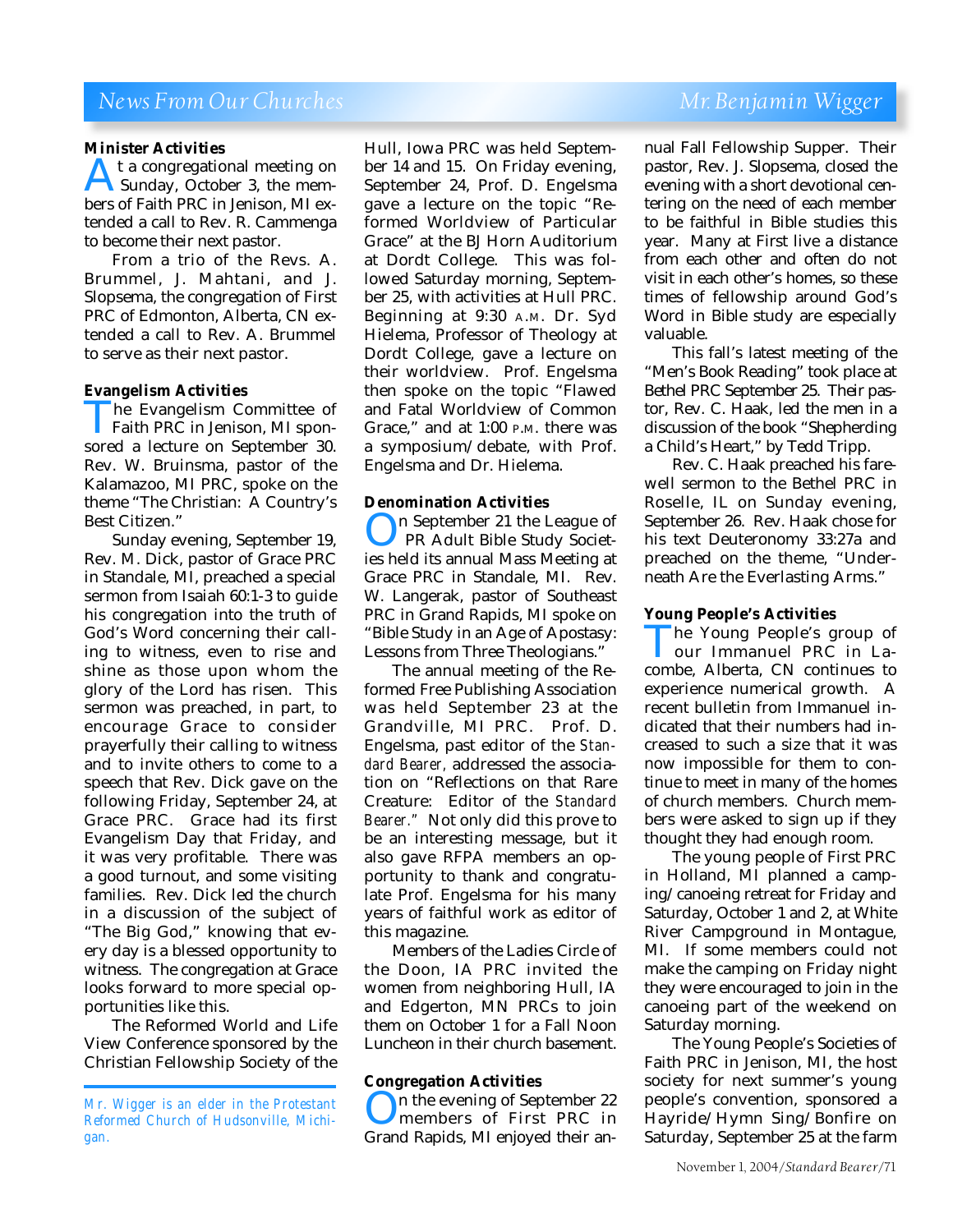# News From Our Churches

**Mr. Benjamin Wigger**

### Minister Activities

At a congregational meeting on Sunday, October 3, the members of Faith PRC in Jenison, MI extended a call to Rev. R. Cammenga to become their next pastor.

From a trio of the Revs. A. Brummel, J. Mahtani, and J. Slopsema, the congregation of First PRC of Edmonton, Alberta, CN extended a call to Rev. A. Brummel to serve as their next pastor.

### Evangelism Activities

The Evangelism Committee of Faith PRC in Jenison, MI sponsored a lecture on September 30. Rev. W. Bruinsma, pastor of the Kalamazoo, MI PRC, spoke on the theme "The Christian: A Country's Best Citizen."

Sunday evening, September 19, Rev. M. Dick, pastor of Grace PRC in Standale, MI, preached a special sermon from Isaiah 60:1-3 to guide his congregation into the truth of God's Word concerning their calling to witness, even to rise and shine as those upon whom the glory of the Lord has risen. This sermon was preached, in part, to encourage Grace to consider prayerfully their calling to witness and to invite others to come to a speech that Rev. Dick gave on the following Friday, September 24, at Grace PRC. Grace had its first Evangelism Day that Friday, and it was very profitable. There was a good turnout, and some visiting families. Rev. Dick led the church in a discussion of the subject of "The Big God," knowing that every day is a blessed opportunity to witness. The congregation at Grace looks forward to more special opportunities like this.

The Reformed World and Life View Conference sponsored by the Christian Fellowship Society of the Hull, Iowa PRC was held September 14 and 15. On Friday evening, September 24, Prof. D. Engelsma gave a lecture on the topic "Reformed Worldview of Particular Grace" at the BJ Horn Auditorium at Dordt College. This was followed Saturday morning, September 25, with activities at Hull PRC. Beginning at 9:30 A.M. Dr. Syd Hielema, Professor of Theology at Dordt College, gave a lecture on their worldview. Prof. Engelsma then spoke on the topic "Flawed and Fatal Worldview of Common Grace," and at 1:00 P.M. there was a symposium/debate, with Prof. Engelsma and Dr. Hielema.

### Denomination Activities

On September 21 the League of PR Adult Bible Study Societies held its annual Mass Meeting at Grace PRC in Standale, MI. Rev. W. Langerak, pastor of Southeast PRC in Grand Rapids, MI spoke on "Bible Study in an Age of Apostasy: Lessons from Three Theologians."

The annual meeting of the Reformed Free Publishing Association was held September 23 at the Grandville, MI PRC. Prof. D. Engelsma, past editor of the *Standard Bearer*, addressed the association on "Reflections on that Rare Creature: Editor of the *Standard Bearer*." Not only did this prove to be an interesting message, but it also gave RFPA members an opportunity to thank and congratulate Prof. Engelsma for his many years of faithful work as editor of this magazine.

Members of the Ladies Circle of the Doon, IA PRC invited the women from neighboring Hull, IA and Edgerton, MN PRCs to join them on October 1 for a Fall Noon Luncheon in their church basement.

### Congregation Activities

On the evening of September 22 members of First PRC in Grand Rapids, MI enjoyed their annual Fall Fellowship Supper. Their pastor, Rev. J. Slopsema, closed the evening with a short devotional centering on the need of each member to be faithful in Bible studies this year. Many at First live a distance from each other and often do not visit in each other's homes, so these times of fellowship around God's Word in Bible study are especially valuable.

This fall's latest meeting of the "Men's Book Reading" took place at Bethel PRC September 25. Their pastor, Rev. C. Haak, led the men in a discussion of the book "Shepherding a Child's Heart," by Tedd Tripp.

Rev. C. Haak preached his farewell sermon to the Bethel PRC in Roselle, IL on Sunday evening, September 26. Rev. Haak chose for his text Deuteronomy 33:27a and preached on the theme, "Underneath Are the Everlasting Arms."

### Young People's Activities

The Young People's group of our Immanuel PRC in Lacombe, Alberta, CN continues to experience numerical growth. A recent bulletin from Immanuel indicated that their numbers had increased to such a size that it was now impossible for them to continue to meet in many of the homes of church members. Church members were asked to sign up if they thought they had enough room.

The young people of First PRC in Holland, MI planned a camping/canoeing retreat for Friday and Saturday, October 1 and 2, at White River Campground in Montague, MI. If some members could not make the camping on Friday night they were encouraged to join in the canoeing part of the weekend on Saturday morning.

The Young People's Societies of Faith PRC in Jenison, MI, the host society for next summer's young people's convention, sponsored a Hayride/Hymn Sing/Bonfire on Saturday, September 25 at the farm

---

*Mr. Wigger is an elder in the Protestant Reformed Church of Hudsonville, Michigan.*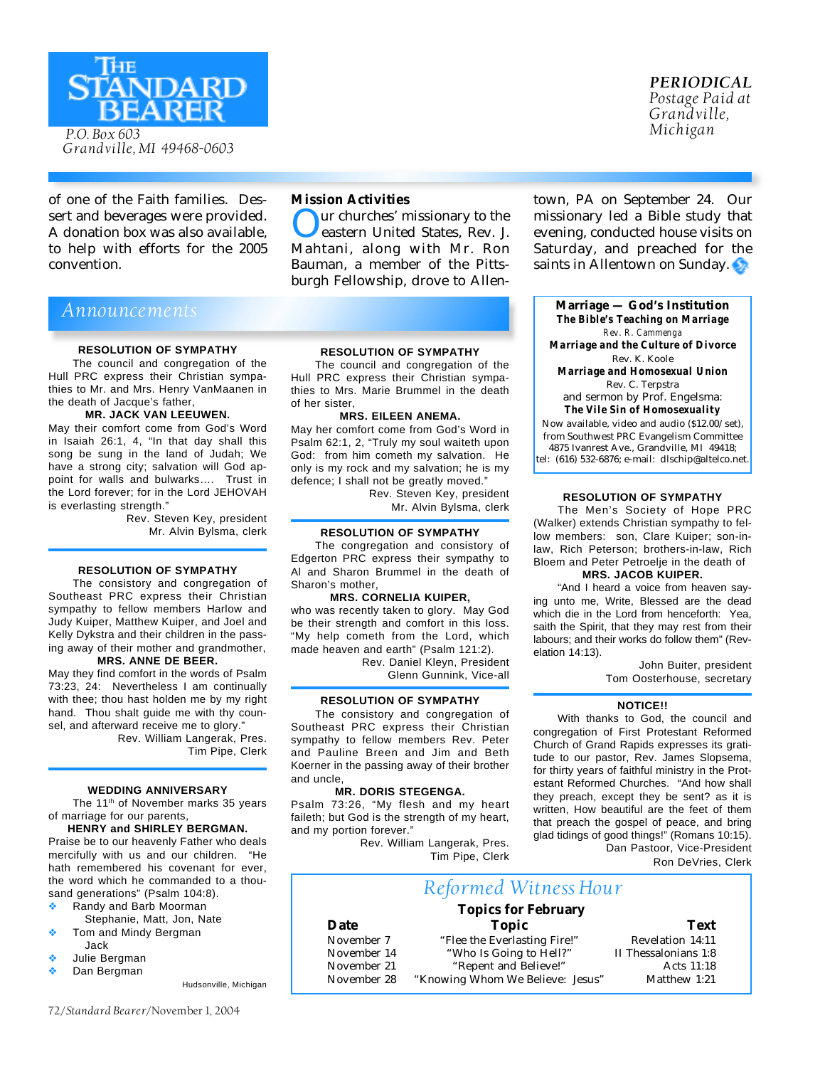# The Standard Bearer

*P.O. Box 603*
*Grandville, MI 49468-0603*

***PERIODICAL***
*Postage Paid at Grandville, Michigan*

of one of the Faith families. Dessert and beverages were provided. A donation box was also available, to help with efforts for the 2005 convention.

**Mission Activities**

Our churches' missionary to the eastern United States, Rev. J. Mahtani, along with Mr. Ron Bauman, a member of the Pittsburgh Fellowship, drove to Allentown, PA on September 24. Our missionary led a Bible study that evening, conducted house visits on Saturday, and preached for the saints in Allentown on Sunday.

## *Announcements*

**RESOLUTION OF SYMPATHY**

The council and congregation of the Hull PRC express their Christian sympathies to Mr. and Mrs. Henry VanMaanen in the death of Jacque's father,

**MR. JACK VAN LEEUWEN.**

May their comfort come from God's Word in Isaiah 26:1, 4, "In that day shall this song be sung in the land of Judah; We have a strong city; salvation will God appoint for walls and bulwarks.... Trust in the Lord forever; for in the Lord JEHOVAH is everlasting strength."

Rev. Steven Key, president
Mr. Alvin Bylsma, clerk

**RESOLUTION OF SYMPATHY**

The consistory and congregation of Southeast PRC express their Christian sympathy to fellow members Harlow and Judy Kuiper, Matthew Kuiper, and Joel and Kelly Dykstra and their children in the passing away of their mother and grandmother,

**MRS. ANNE DE BEER.**

May they find comfort in the words of Psalm 73:23, 24: Nevertheless I am continually with thee; thou hast holden me by my right hand. Thou shalt guide me with thy counsel, and afterward receive me to glory."

Rev. William Langerak, Pres.
Tim Pipe, Clerk

**WEDDING ANNIVERSARY**

The 11th of November marks 35 years of marriage for our parents,

**HENRY and SHIRLEY BERGMAN.**

Praise be to our heavenly Father who deals mercifully with us and our children. "He hath remembered his covenant for ever, the word which he commanded to a thousand generations" (Psalm 104:8).

- Randy and Barb Moorman
  Stephanie, Matt, Jon, Nate
- Tom and Mindy Bergman
  Jack
- Julie Bergman
- Dan Bergman

Hudsonville, Michigan

**RESOLUTION OF SYMPATHY**

The council and congregation of the Hull PRC express their Christian sympathies to Mrs. Marie Brummel in the death of her sister,

**MRS. EILEEN ANEMA.**

May her comfort come from God's Word in Psalm 62:1, 2, "Truly my soul waiteth upon God: from him cometh my salvation. He only is my rock and my salvation; he is my defence; I shall not be greatly moved."

Rev. Steven Key, president
Mr. Alvin Bylsma, clerk

**RESOLUTION OF SYMPATHY**

The congregation and consistory of Edgerton PRC express their sympathy to Al and Sharon Brummel in the death of Sharon's mother,

**MRS. CORNELIA KUIPER,**

who was recently taken to glory. May God be their strength and comfort in this loss. "My help cometh from the Lord, which made heaven and earth" (Psalm 121:2).

Rev. Daniel Kleyn, President
Glenn Gunnink, Vice-all

**RESOLUTION OF SYMPATHY**

The consistory and congregation of Southeast PRC express their Christian sympathy to fellow members Rev. Peter and Pauline Breen and Jim and Beth Koerner in the passing away of their brother and uncle,

**MR. DORIS STEGENGA.**

Psalm 73:26, "My flesh and my heart faileth; but God is the strength of my heart, and my portion forever."

Rev. William Langerak, Pres.
Tim Pipe, Clerk

**Marriage — God's Institution**
**The Bible's Teaching on Marriage**
*Rev. R. Cammenga*
**Marriage and the Culture of Divorce**
Rev. K. Koole
**Marriage and Homosexual Union**
Rev. C. Terpstra
and sermon by Prof. Engelsma:
**The Vile Sin of Homosexuality**
Now available, video and audio ($12.00/set), from Southwest PRC Evangelism Committee
4875 Ivanrest Ave., Grandville, MI 49418;
tel: (616) 532-6876; e-mail: dlschip@altelco.net.

**RESOLUTION OF SYMPATHY**

The Men's Society of Hope PRC (Walker) extends Christian sympathy to fellow members: son, Clare Kuiper; son-in-law, Rich Peterson; brothers-in-law, Rich Bloem and Peter Petroelje in the death of

**MRS. JACOB KUIPER.**

"And I heard a voice from heaven saying unto me, Write, Blessed are the dead which die in the Lord from henceforth: Yea, saith the Spirit, that they may rest from their labours; and their works do follow them" (Revelation 14:13).

John Buiter, president
Tom Oosterhouse, secretary

**NOTICE!!**

With thanks to God, the council and congregation of First Protestant Reformed Church of Grand Rapids expresses its gratitude to our pastor, Rev. James Slopsema, for thirty years of faithful ministry in the Protestant Reformed Churches. "And how shall they preach, except they be sent? as it is written, How beautiful are the feet of them that preach the gospel of peace, and bring glad tidings of good things!" (Romans 10:15).

Dan Pastoor, Vice-President
Ron DeVries, Clerk

## *Reformed Witness Hour*

**Topics for February**

| Date | Topic | Text |
|---|---|---|
| November 7 | "Flee the Everlasting Fire!" | Revelation 14:11 |
| November 14 | "Who Is Going to Hell?" | II Thessalonians 1:8 |
| November 21 | "Repent and Believe!" | Acts 11:18 |
| November 28 | "Knowing Whom We Believe: Jesus" | Matthew 1:21 |